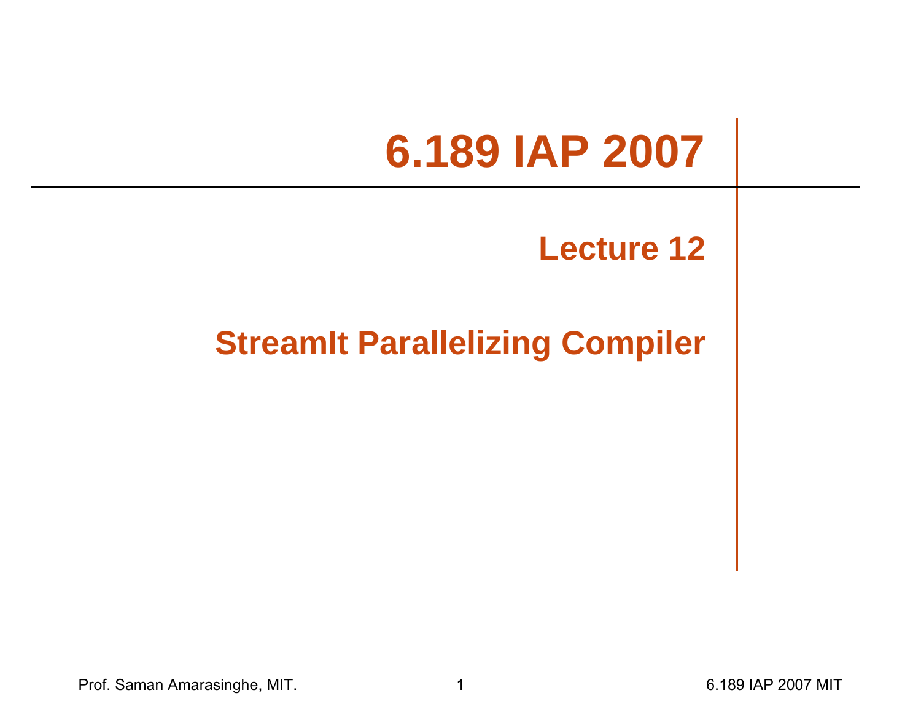# 6.189 IAP 2007

## Lecture 12

## StreamIt Parallelizing Compiler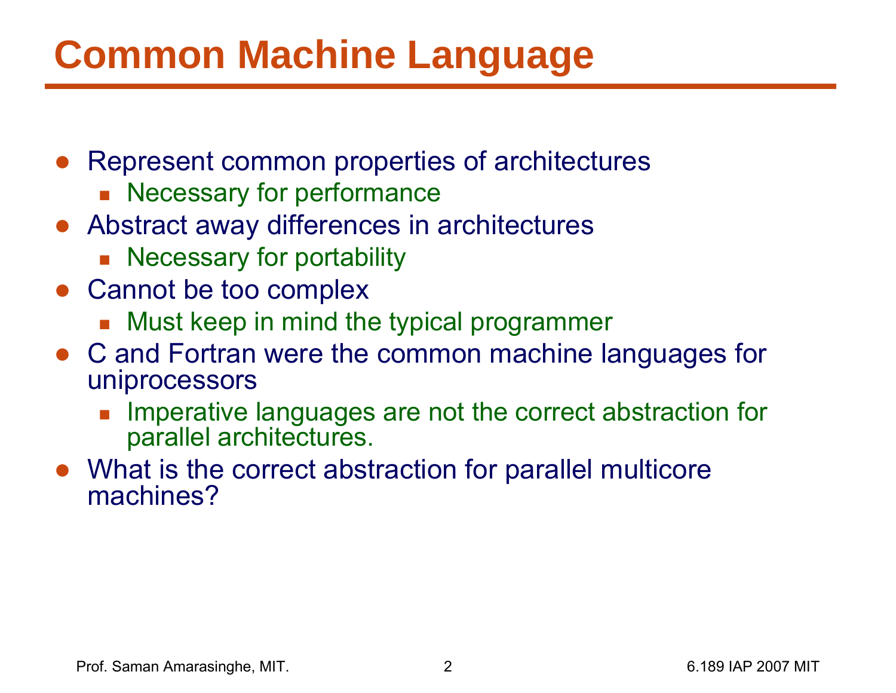# Common Machine Language

- Represent common properties of architectures
  - Necessary for performance
- Abstract away differences in architectures
  - Necessary for portability
- Cannot be too complex
  - Must keep in mind the typical programmer
- C and Fortran were the common machine languages for uniprocessors
  - Imperative languages are not the correct abstraction for parallel architectures.
- What is the correct abstraction for parallel multicore machines?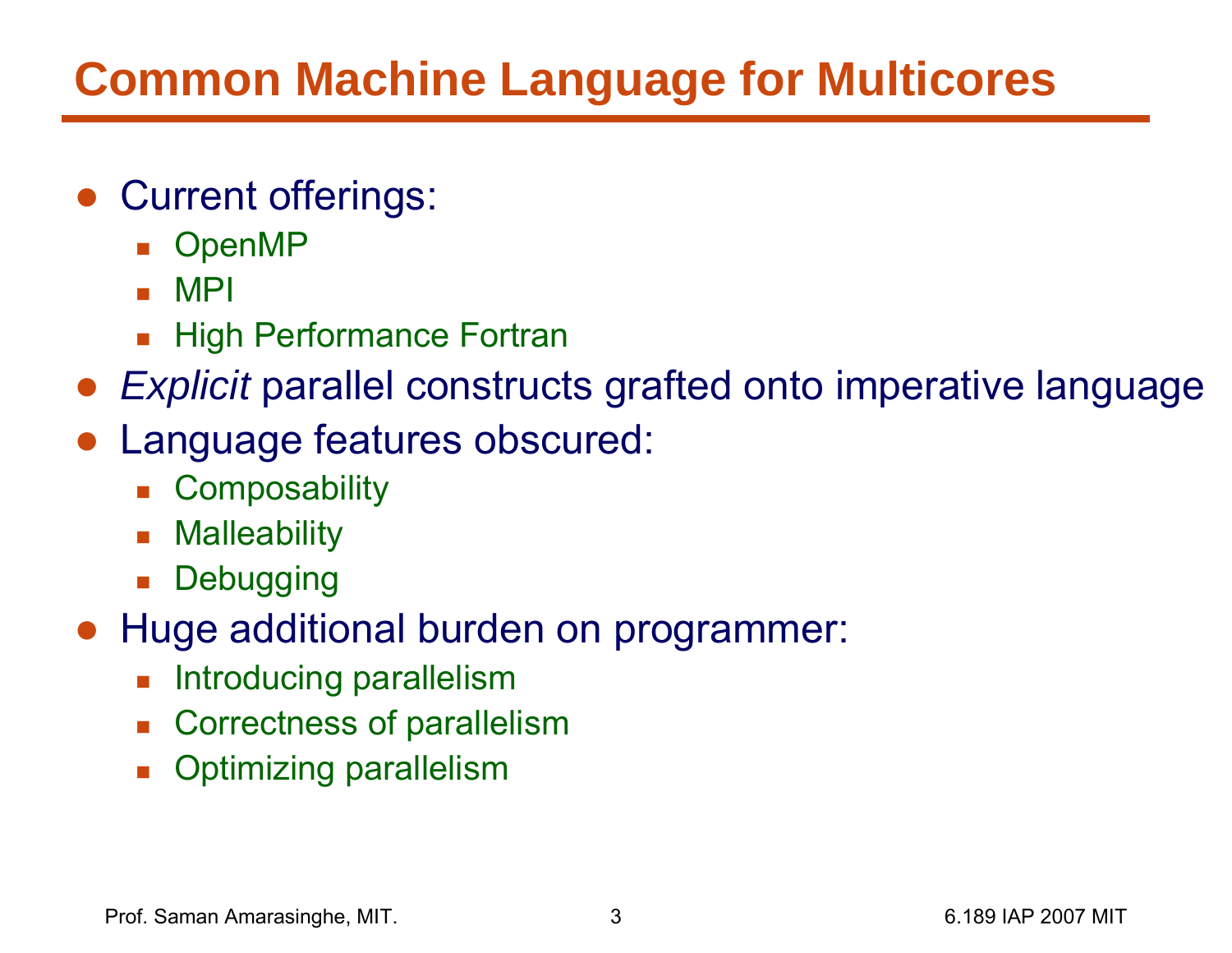# Common Machine Language for Multicores

- Current offerings:
  - OpenMP
  - MPI
  - High Performance Fortran
- *Explicit* parallel constructs grafted onto imperative language
- Language features obscured:
  - Composability
  - Malleability
  - Debugging
- Huge additional burden on programmer:
  - Introducing parallelism
  - Correctness of parallelism
  - Optimizing parallelism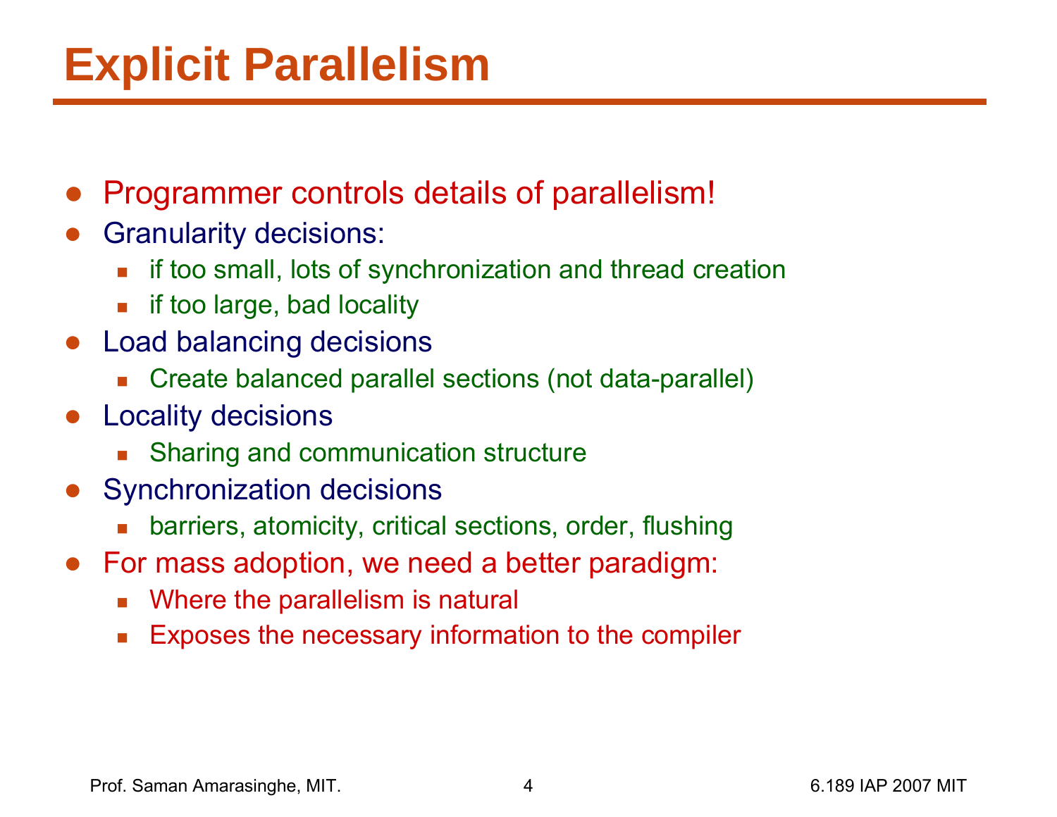# Explicit Parallelism

- Programmer controls details of parallelism!
- Granularity decisions:
  - if too small, lots of synchronization and thread creation
  - if too large, bad locality
- Load balancing decisions
  - Create balanced parallel sections (not data-parallel)
- Locality decisions
  - Sharing and communication structure
- Synchronization decisions
  - barriers, atomicity, critical sections, order, flushing
- For mass adoption, we need a better paradigm:
  - Where the parallelism is natural
  - Exposes the necessary information to the compiler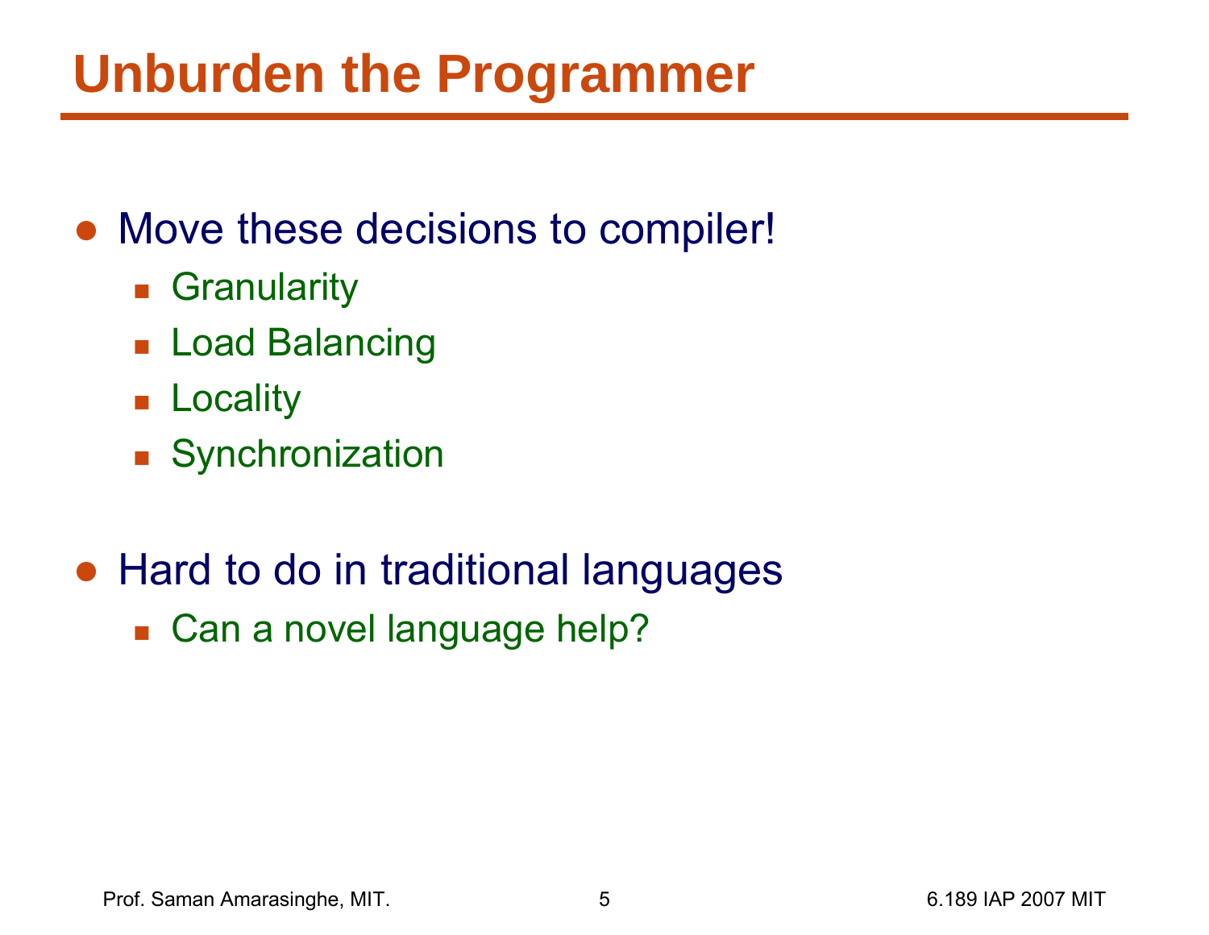# Unburden the Programmer

- Move these decisions to compiler!
  - Granularity
  - Load Balancing
  - Locality
  - Synchronization

- Hard to do in traditional languages
  - Can a novel language help?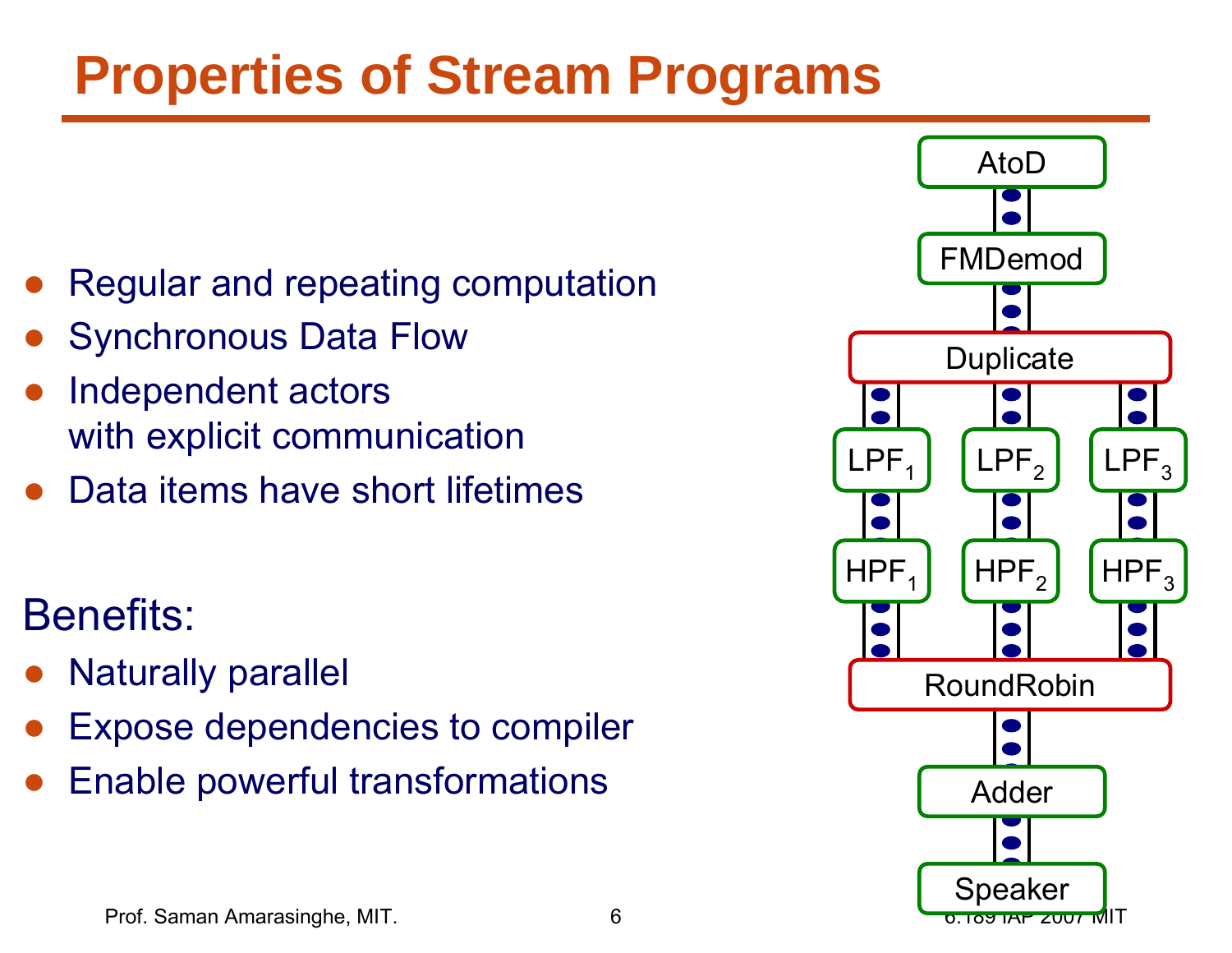# Properties of Stream Programs

- Regular and repeating computation
- Synchronous Data Flow
- Independent actors with explicit communication
- Data items have short lifetimes

Benefits:

- Naturally parallel
- Expose dependencies to compiler
- Enable powerful transformations

AtoD → FMDemod → Duplicate → ($LPF_1$ → $HPF_1$, $LPF_2$ → $HPF_2$, $LPF_3$ → $HPF_3$) → RoundRobin → Adder → Speaker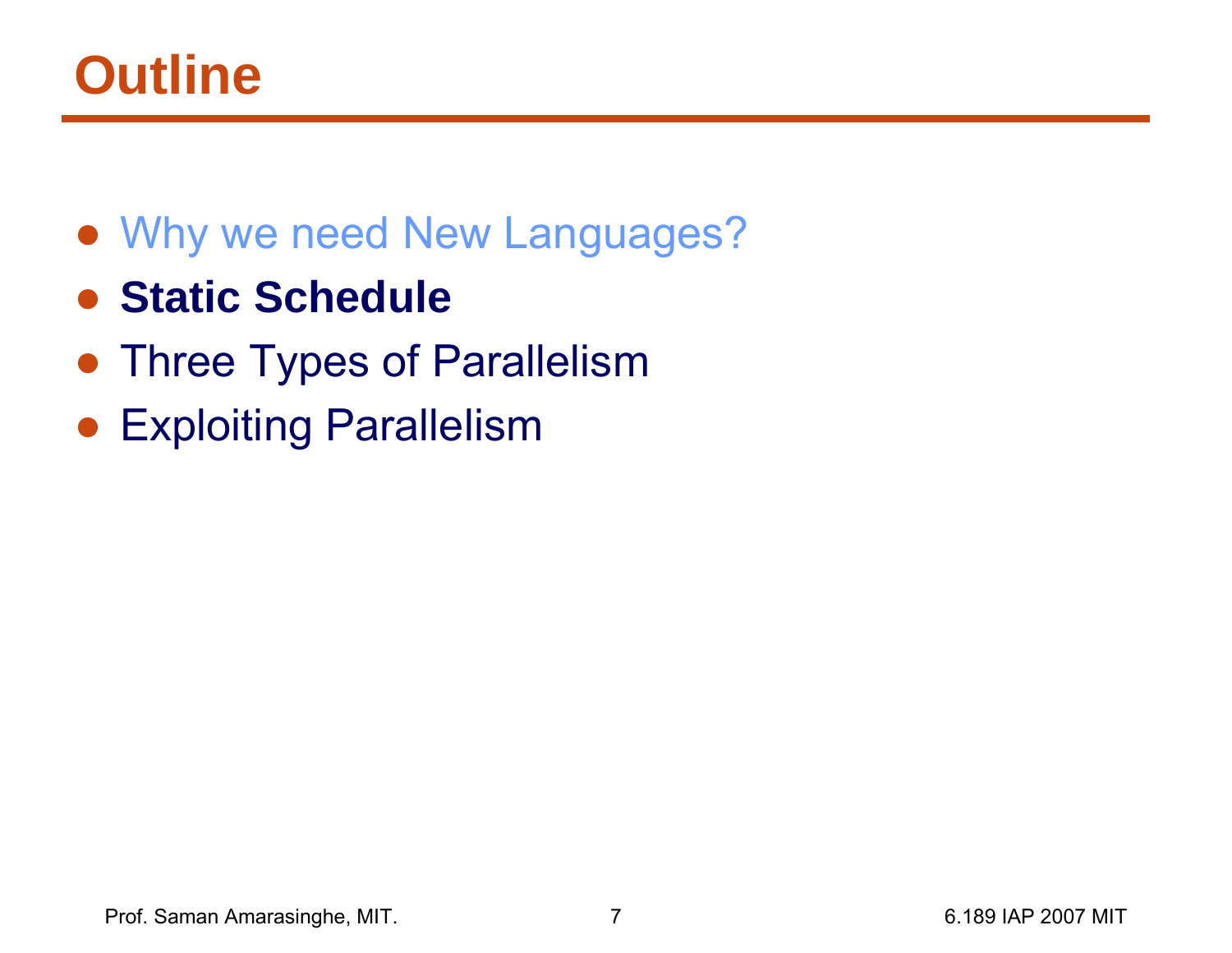# Outline

- Why we need New Languages?
- **Static Schedule**
- Three Types of Parallelism
- Exploiting Parallelism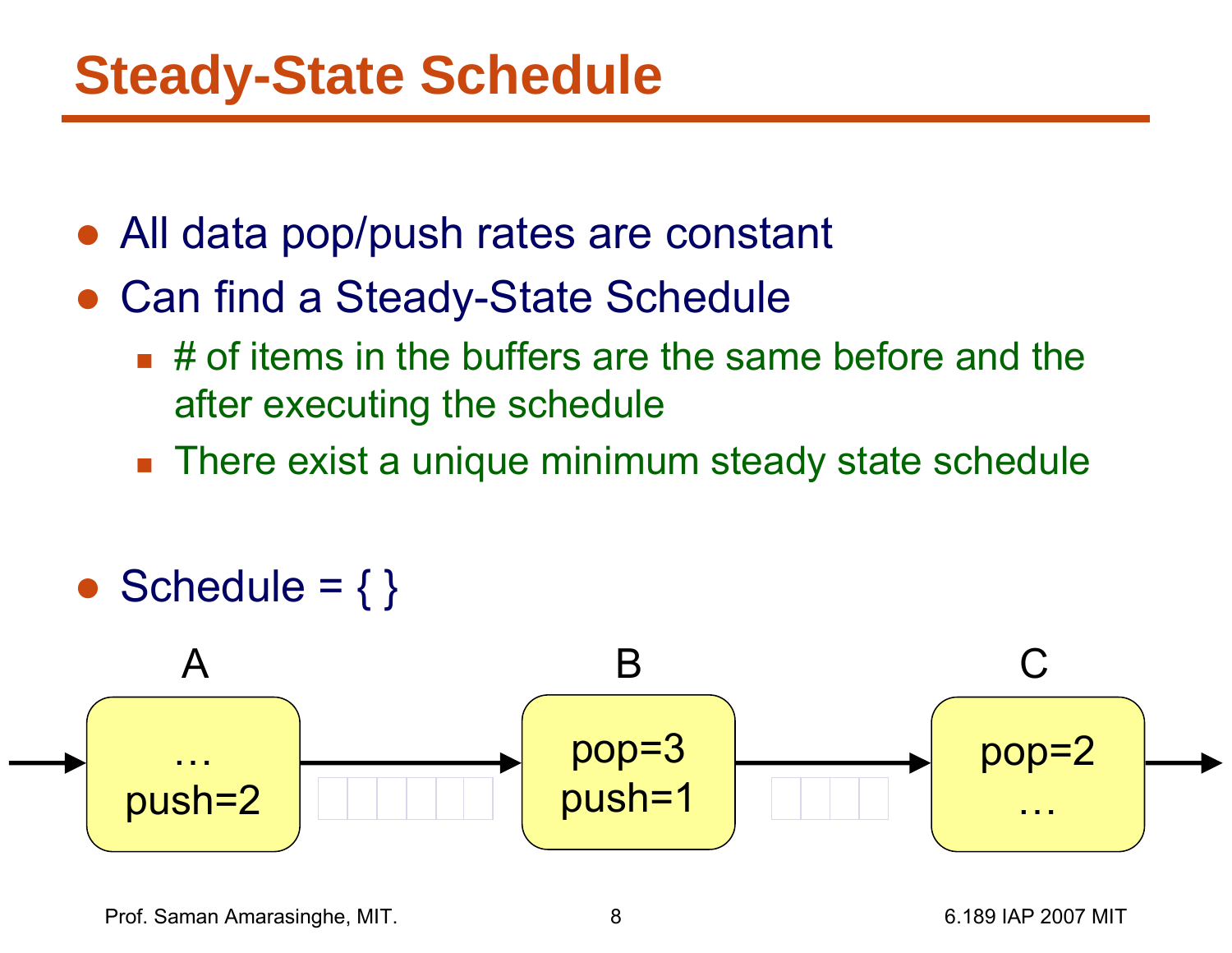# Steady-State Schedule

- All data pop/push rates are constant
- Can find a Steady-State Schedule
  - # of items in the buffers are the same before and the after executing the schedule
  - There exist a unique minimum steady state schedule

- Schedule = { }

A: … push=2 → B: pop=3 push=1 → C: pop=2 …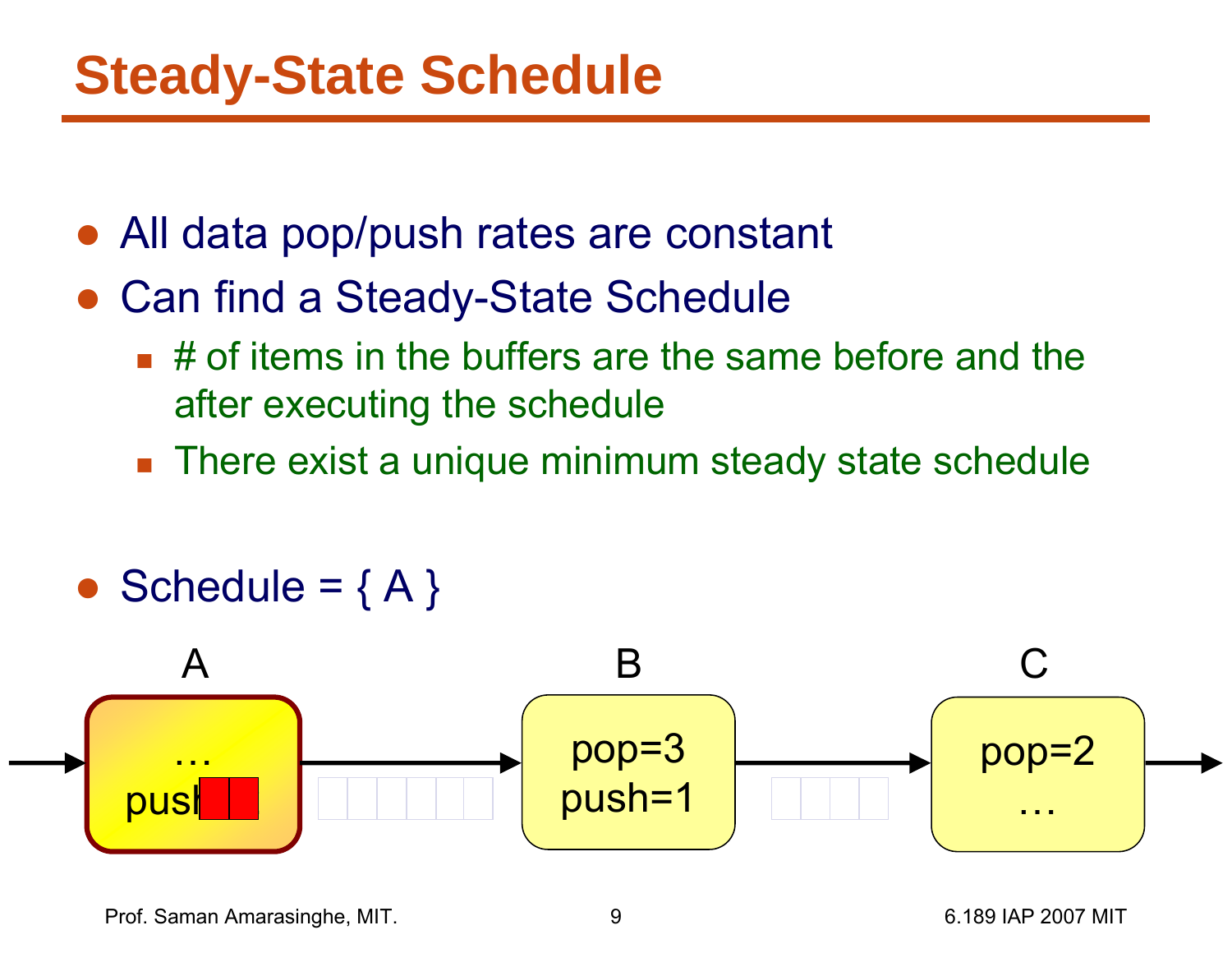# Steady-State Schedule

- All data pop/push rates are constant
- Can find a Steady-State Schedule
  - # of items in the buffers are the same before and the after executing the schedule
  - There exist a unique minimum steady state schedule

- Schedule = { A }

A

…
push

B

pop=3
push=1

C

pop=2
…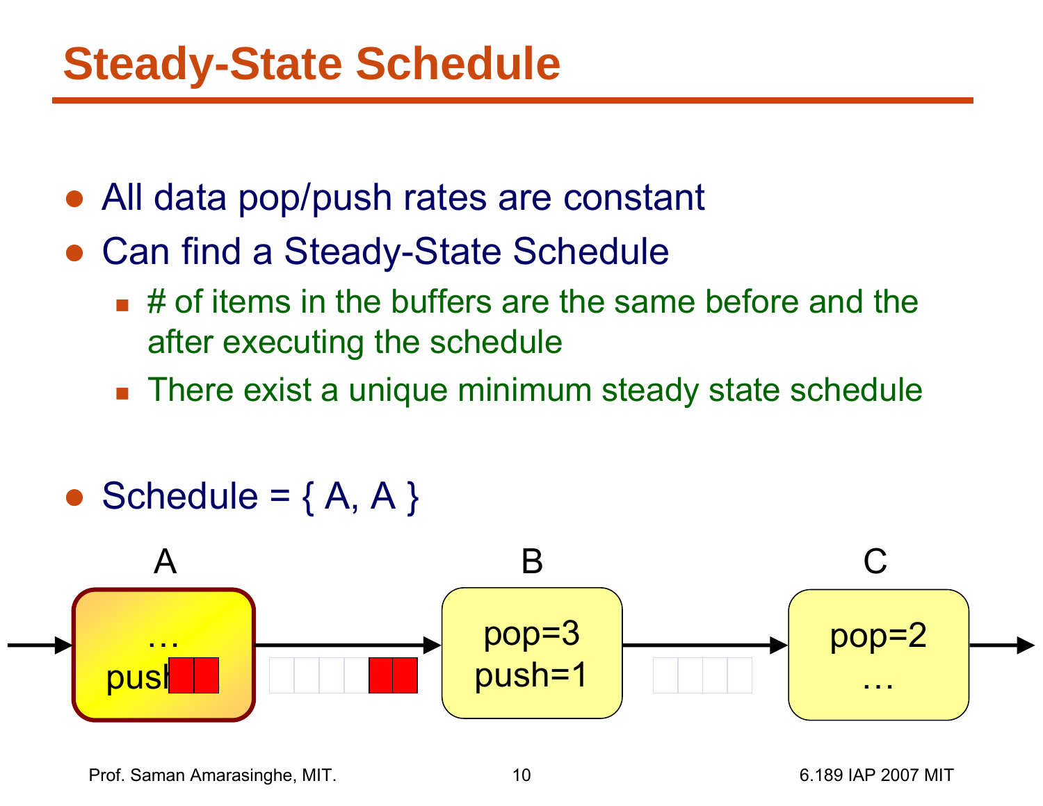# Steady-State Schedule

- All data pop/push rates are constant
- Can find a Steady-State Schedule
  - # of items in the buffers are the same before and the after executing the schedule
  - There exist a unique minimum steady state schedule

- Schedule = { A, A }

A

…
push

B

pop=3
push=1

C

pop=2
…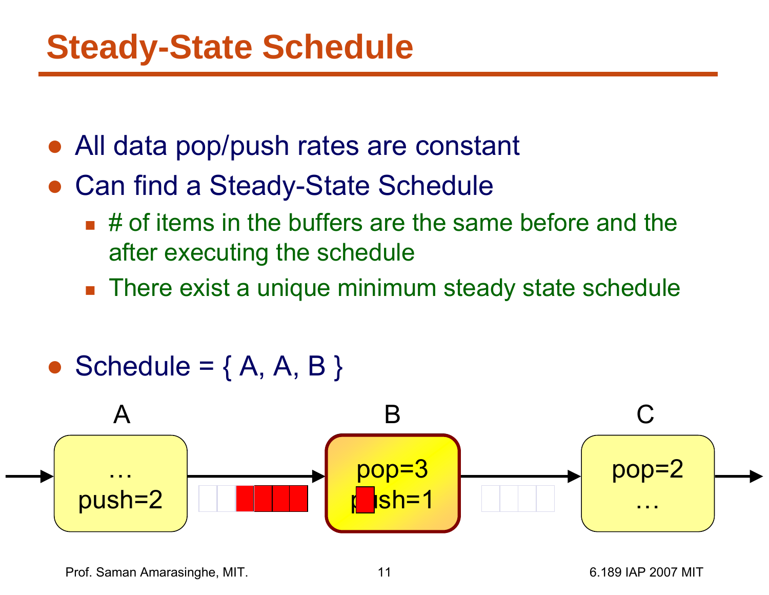# Steady-State Schedule

- All data pop/push rates are constant
- Can find a Steady-State Schedule
  - # of items in the buffers are the same before and the after executing the schedule
  - There exist a unique minimum steady state schedule

- Schedule = { A, A, B }

A: … push=2

B: pop=3 push=1

C: pop=2 …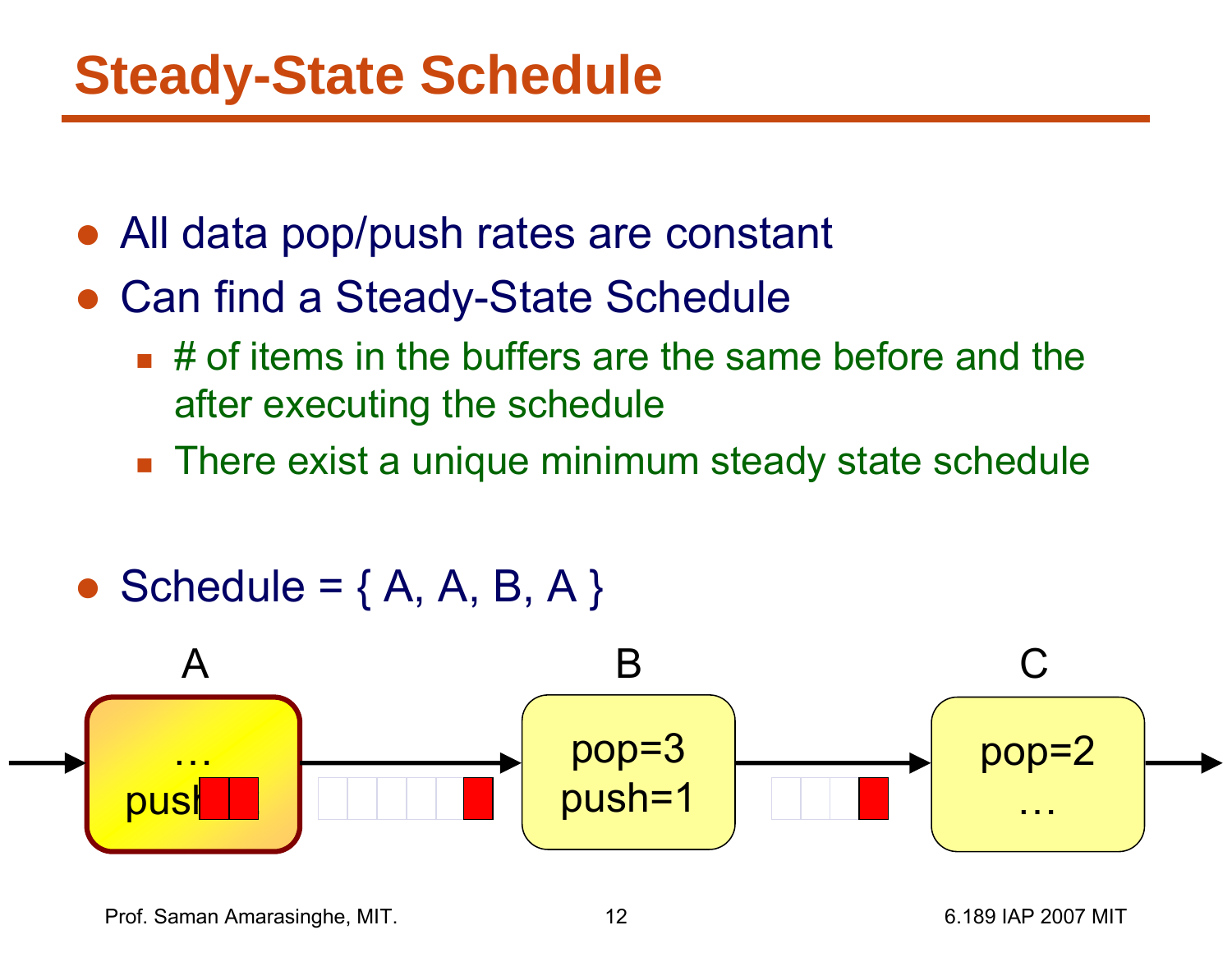# Steady-State Schedule

- All data pop/push rates are constant
- Can find a Steady-State Schedule
  - # of items in the buffers are the same before and the after executing the schedule
  - There exist a unique minimum steady state schedule

- Schedule = { A, A, B, A }

A: … push

B: pop=3 push=1

C: pop=2 …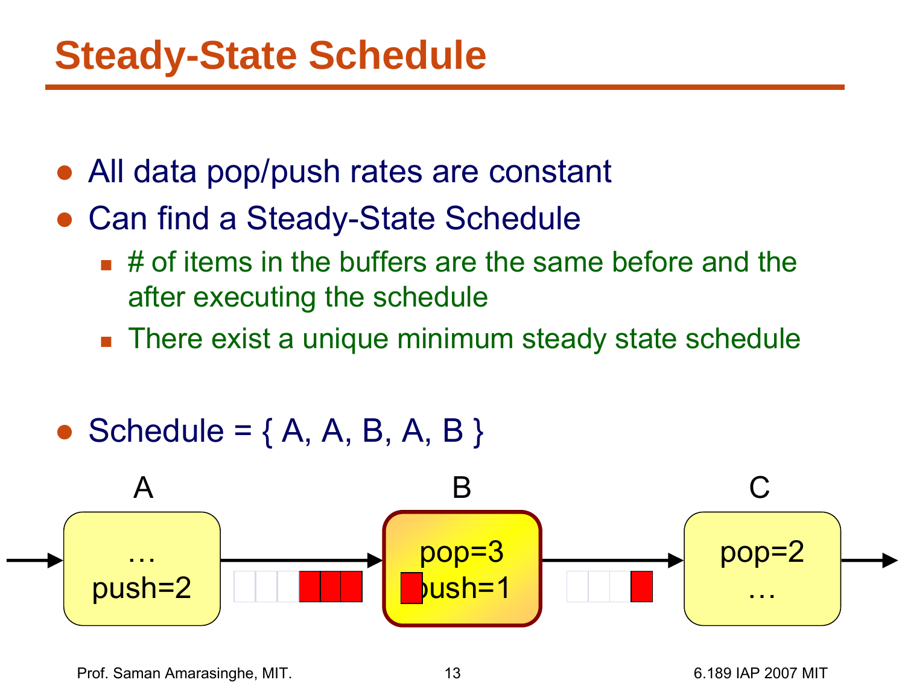# Steady-State Schedule

- All data pop/push rates are constant
- Can find a Steady-State Schedule
  - # of items in the buffers are the same before and the after executing the schedule
  - There exist a unique minimum steady state schedule

- Schedule = { A, A, B, A, B }

A

…
push=2

B

pop=3
push=1

C

pop=2
…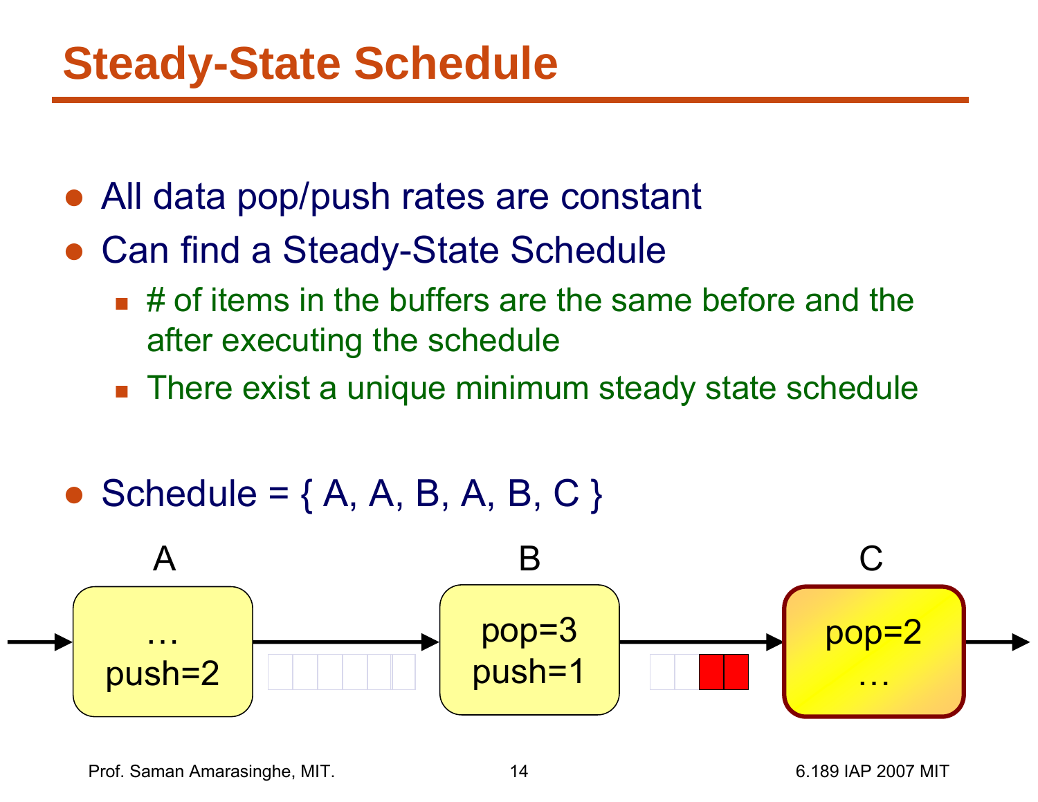# Steady-State Schedule

- All data pop/push rates are constant
- Can find a Steady-State Schedule
  - # of items in the buffers are the same before and the after executing the schedule
  - There exist a unique minimum steady state schedule

- Schedule = { A, A, B, A, B, C }

A

…
push=2

B

pop=3
push=1

C

pop=2
…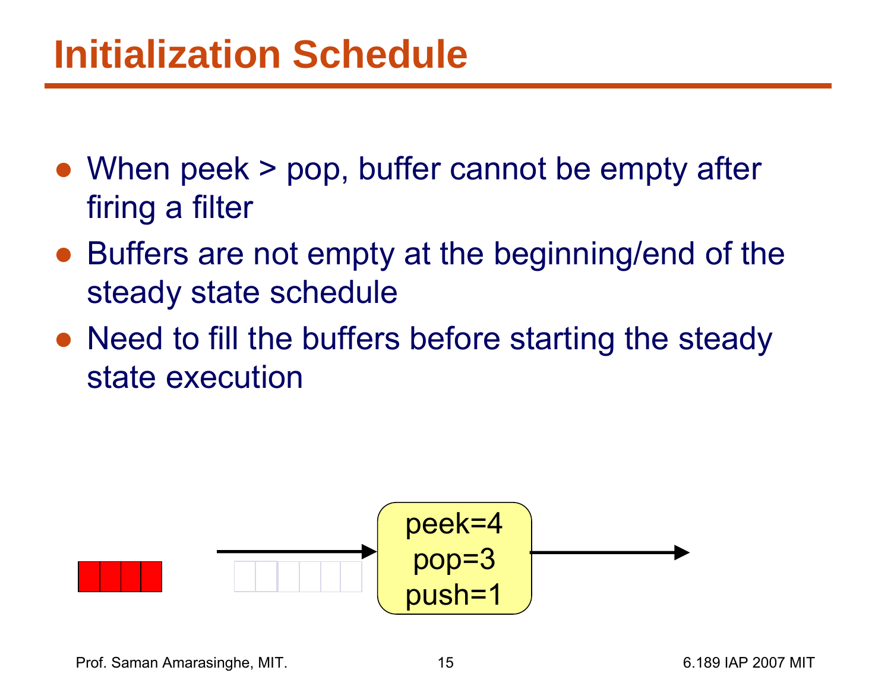# Initialization Schedule

- When peek > pop, buffer cannot be empty after firing a filter
- Buffers are not empty at the beginning/end of the steady state schedule
- Need to fill the buffers before starting the steady state execution

peek=4
pop=3
push=1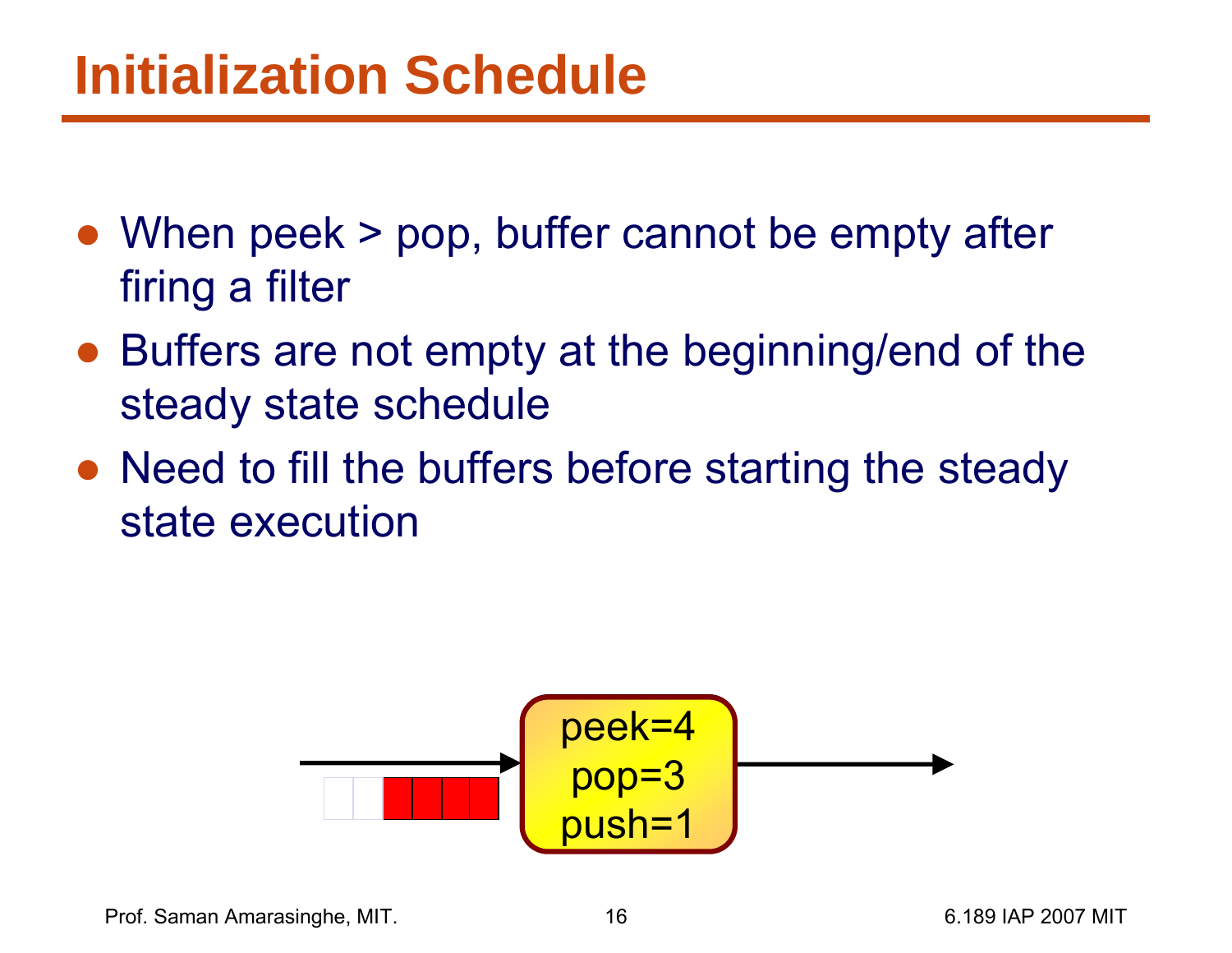# Initialization Schedule

- When peek > pop, buffer cannot be empty after firing a filter
- Buffers are not empty at the beginning/end of the steady state schedule
- Need to fill the buffers before starting the steady state execution

peek=4
pop=3
push=1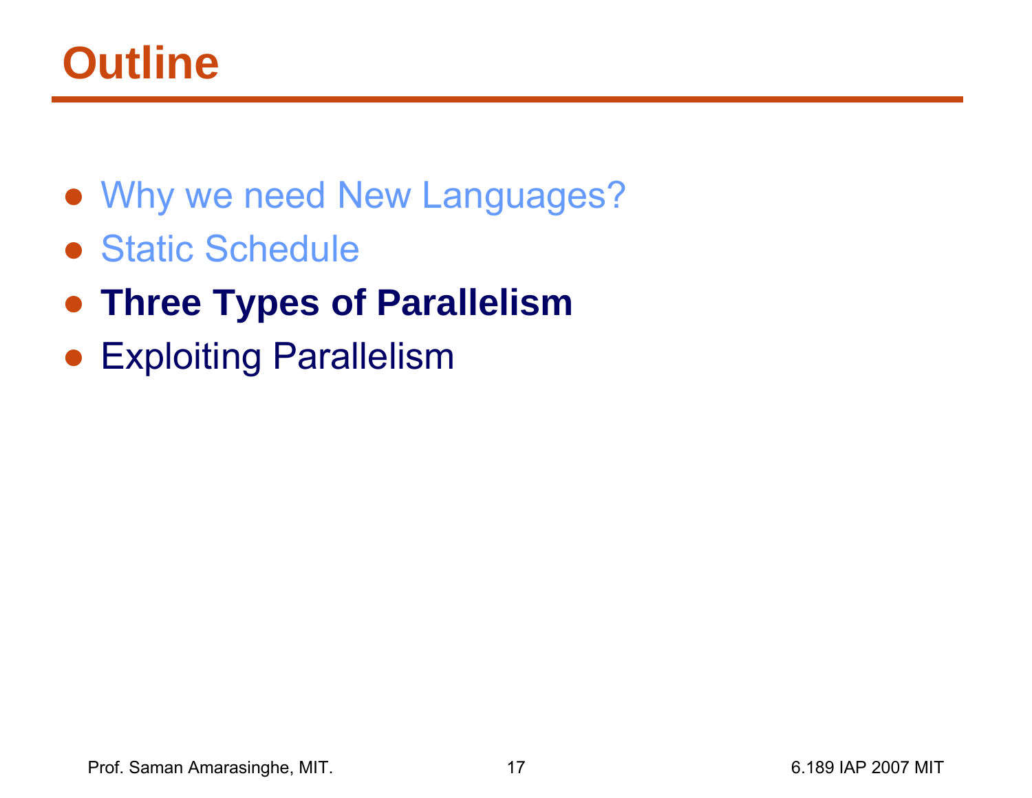# Outline

- Why we need New Languages?
- Static Schedule
- **Three Types of Parallelism**
- Exploiting Parallelism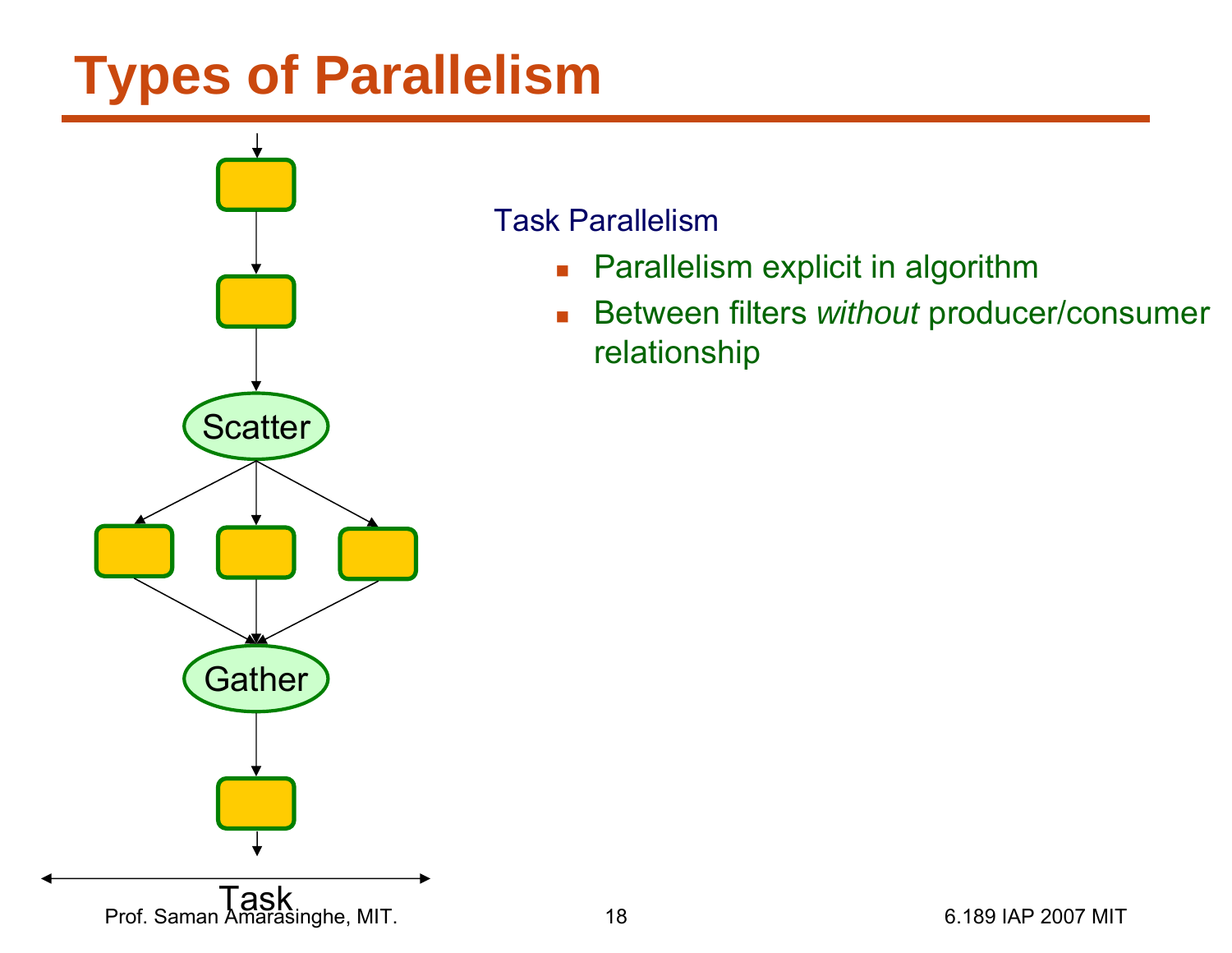# Types of Parallelism

Scatter

Gather

Task

Task Parallelism

- Parallelism explicit in algorithm
- Between filters *without* producer/consumer relationship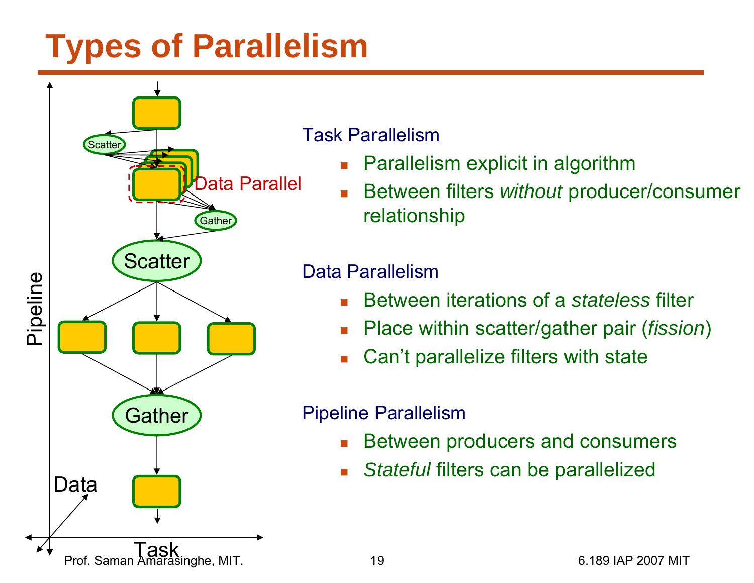# Types of Parallelism

Task Parallelism

- Parallelism explicit in algorithm
- Between filters *without* producer/consumer relationship

Data Parallelism

- Between iterations of a *stateless* filter
- Place within scatter/gather pair (*fission*)
- Can't parallelize filters with state

Pipeline Parallelism

- Between producers and consumers
- *Stateful* filters can be parallelized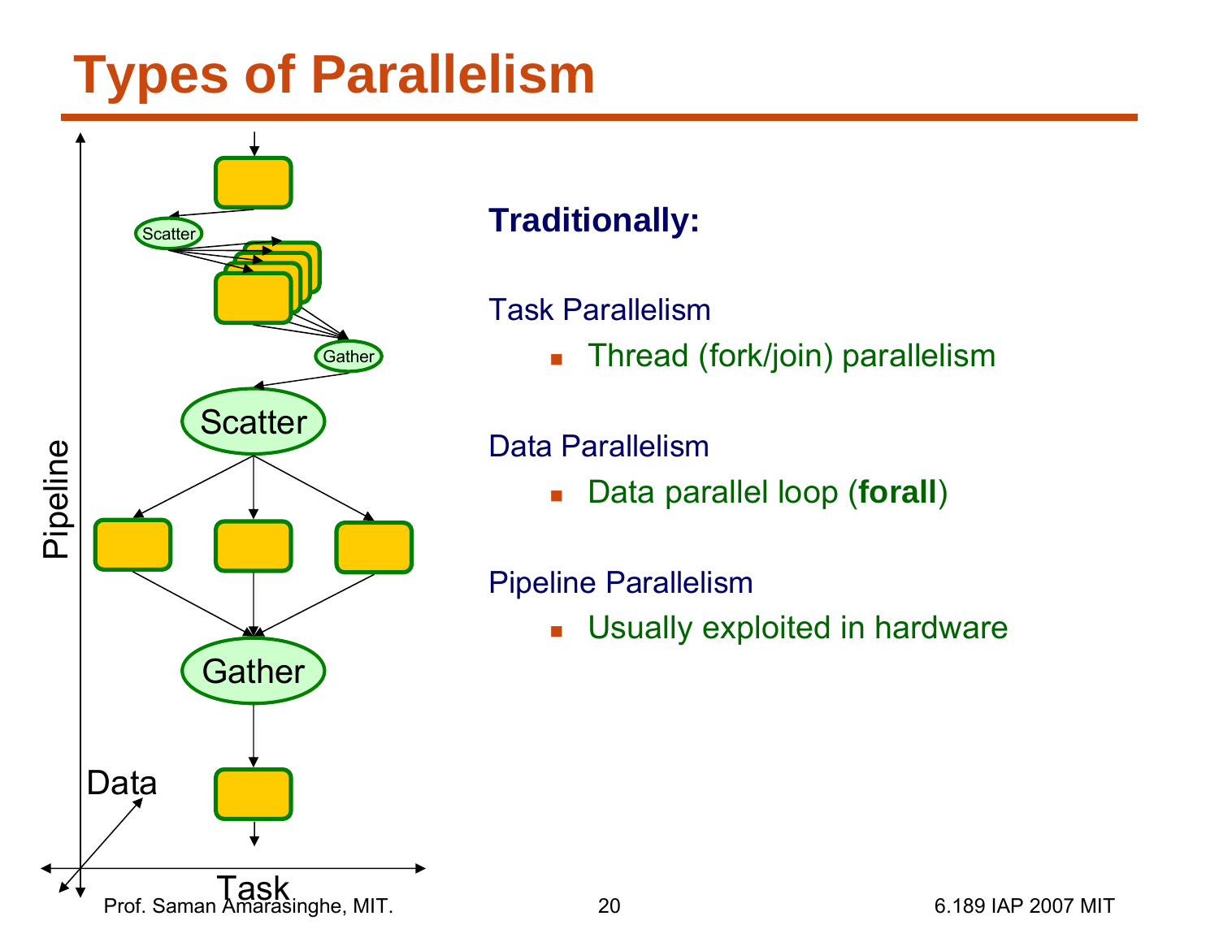# Types of Parallelism

**Traditionally:**

Task Parallelism

- Thread (fork/join) parallelism

Data Parallelism

- Data parallel loop (**forall**)

Pipeline Parallelism

- Usually exploited in hardware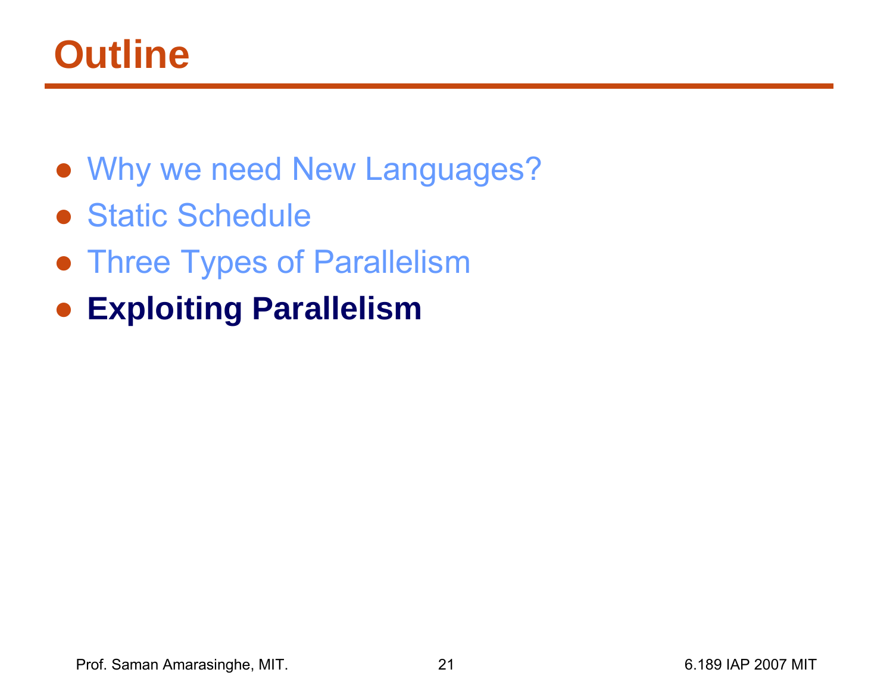# Outline

- Why we need New Languages?
- Static Schedule
- Three Types of Parallelism
- **Exploiting Parallelism**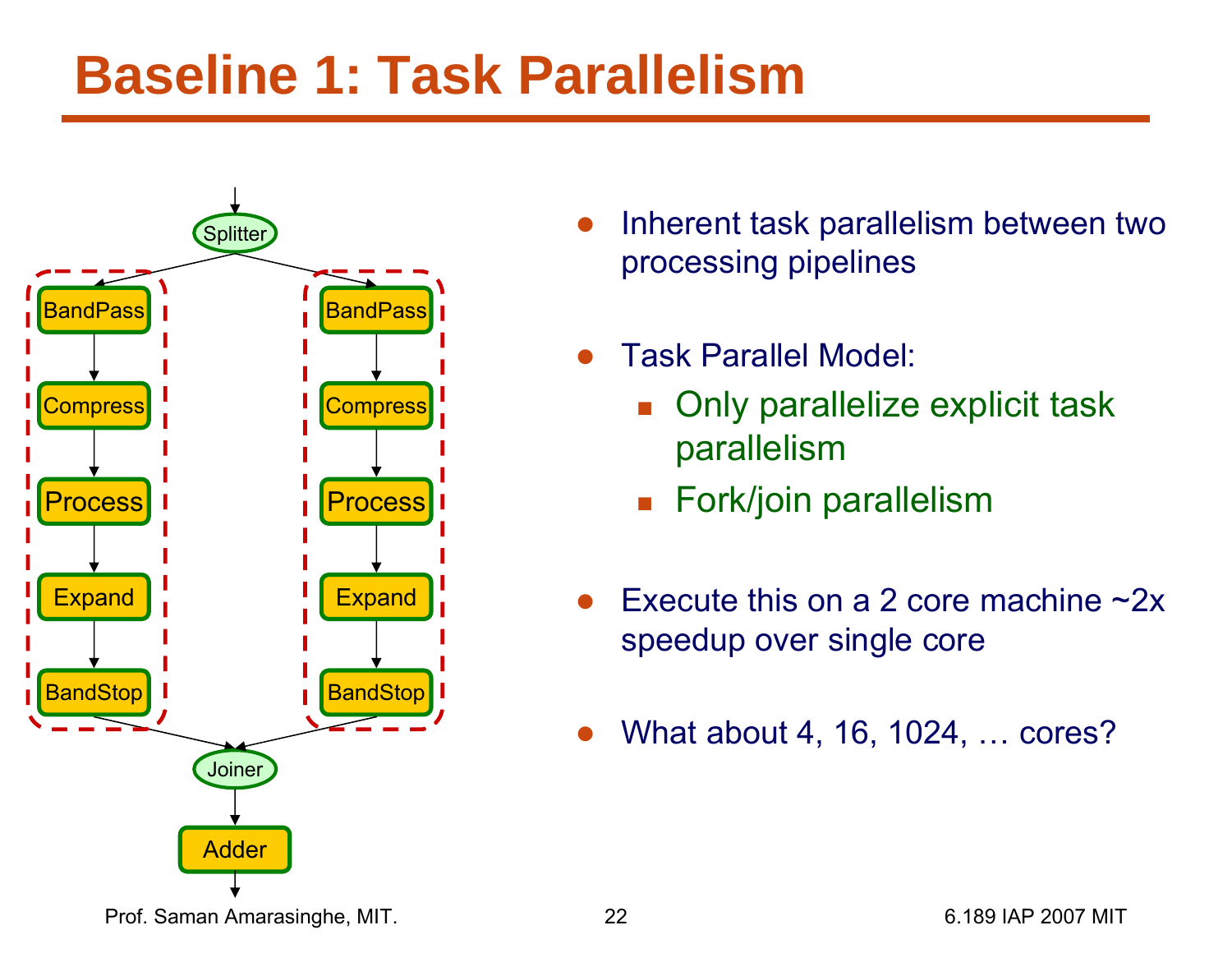# Baseline 1: Task Parallelism

Splitter

BandPass → Compress → Process → Expand → BandStop

BandPass → Compress → Process → Expand → BandStop

Joiner

Adder

- Inherent task parallelism between two processing pipelines
- Task Parallel Model:
  - Only parallelize explicit task parallelism
  - Fork/join parallelism
- Execute this on a 2 core machine ~2x speedup over single core
- What about 4, 16, 1024, … cores?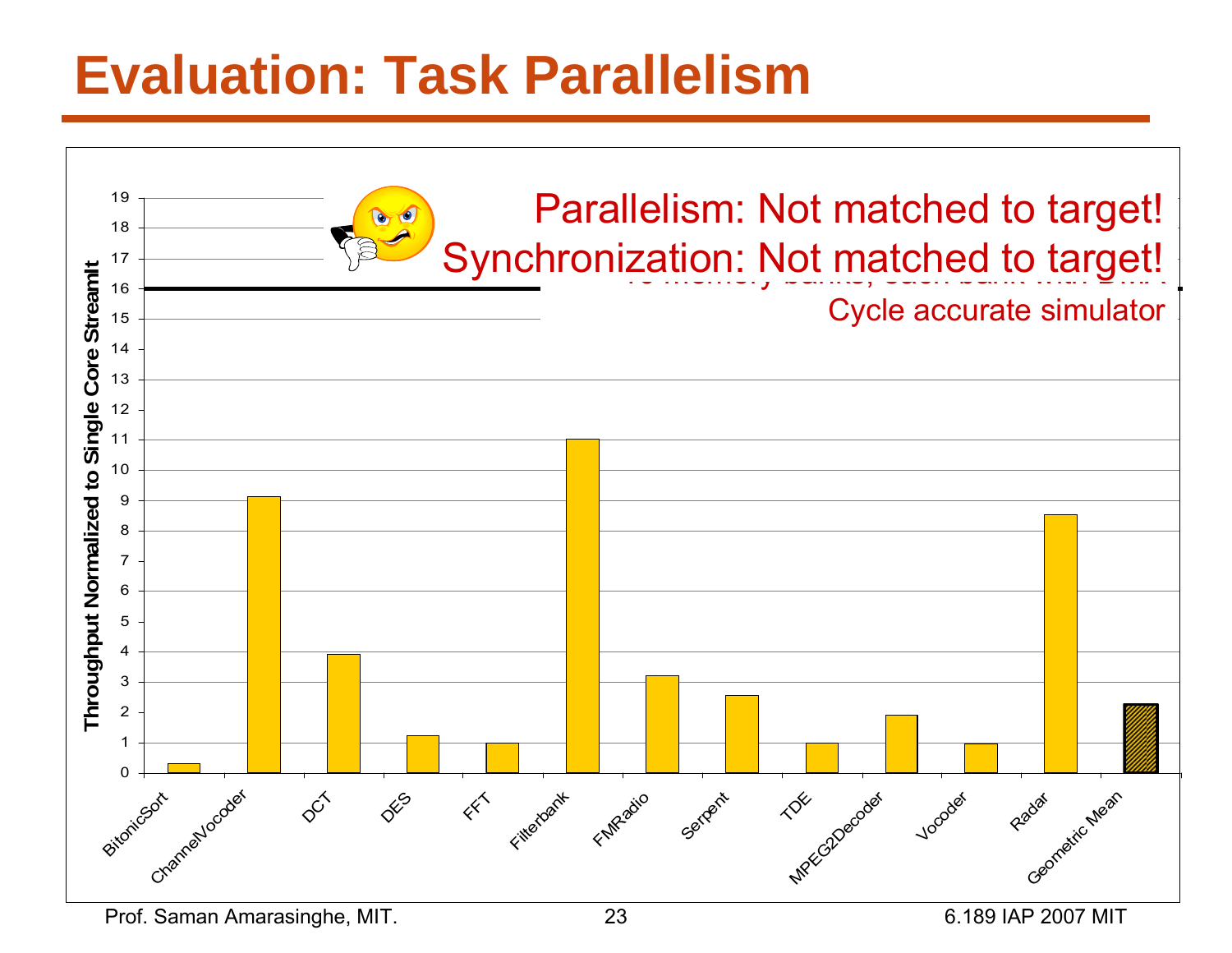# Evaluation: Task Parallelism

Parallelism: Not matched to target!

Synchronization: Not matched to target!

16 memory banks, each bank with DMA

Cycle accurate simulator

| Benchmark | Throughput Normalized to Single Core StreamIt |
|---|---|
| BitonicSort | 0.3 |
| ChannelVocoder | 9.1 |
| DCT | 3.9 |
| DES | 1.2 |
| FFT | 1.0 |
| Filterbank | 11.0 |
| FMRadio | 3.2 |
| Serpent | 2.6 |
| TDE | 1.0 |
| MPEG2Decoder | 1.9 |
| Vocoder | 1.0 |
| Radar | 8.5 |
| Geometric Mean | 2.3 |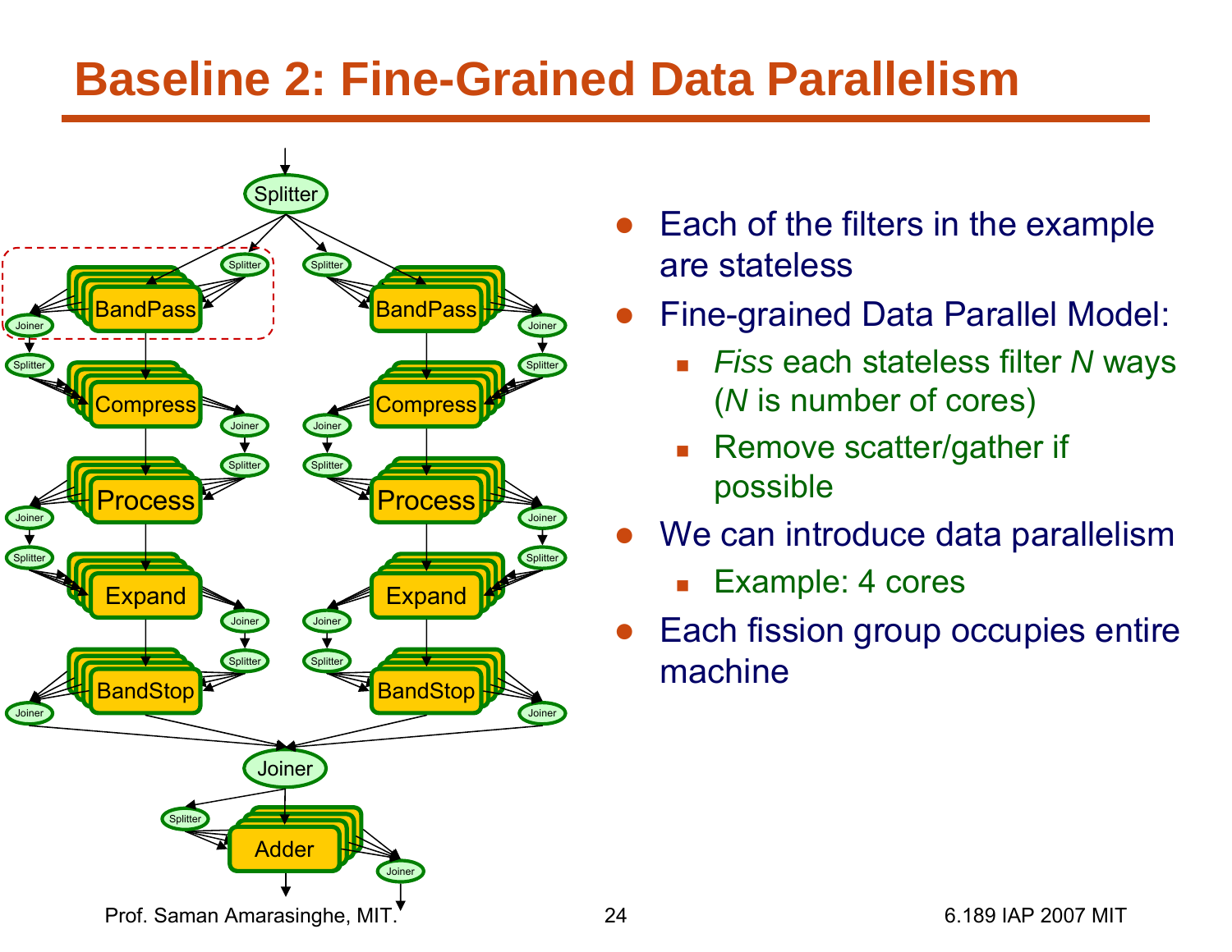# Baseline 2: Fine-Grained Data Parallelism

- Each of the filters in the example are stateless
- Fine-grained Data Parallel Model:
  - *Fiss* each stateless filter *N* ways (*N* is number of cores)
  - Remove scatter/gather if possible
- We can introduce data parallelism
  - Example: 4 cores
- Each fission group occupies entire machine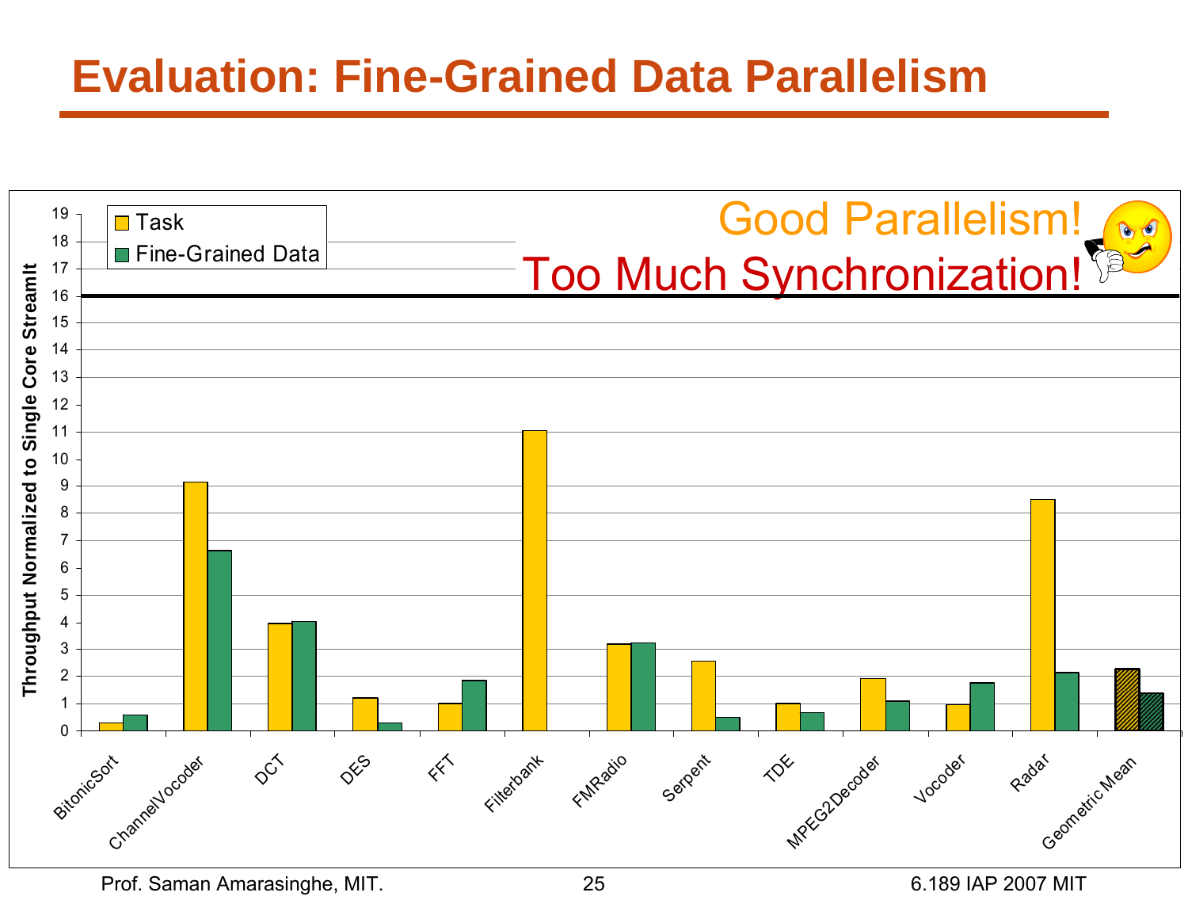# Evaluation: Fine-Grained Data Parallelism

Good Parallelism!

Too Much Synchronization!

| Benchmark | Task | Fine-Grained Data |
|---|---|---|
| BitonicSort | 0.3 | 0.6 |
| ChannelVocoder | 9.15 | 6.65 |
| DCT | 3.95 | 4.05 |
| DES | 1.2 | 0.3 |
| FFT | 1.0 | 1.85 |
| Filterbank | 11.05 | |
| FMRadio | 3.2 | 3.25 |
| Serpent | 2.55 | 0.5 |
| TDE | 1.0 | 0.65 |
| MPEG2Decoder | 1.9 | 1.1 |
| Vocoder | 0.95 | 1.75 |
| Radar | 8.5 | 2.15 |
| Geometric Mean | 2.3 | 1.4 |

Throughput Normalized to Single Core StreamIt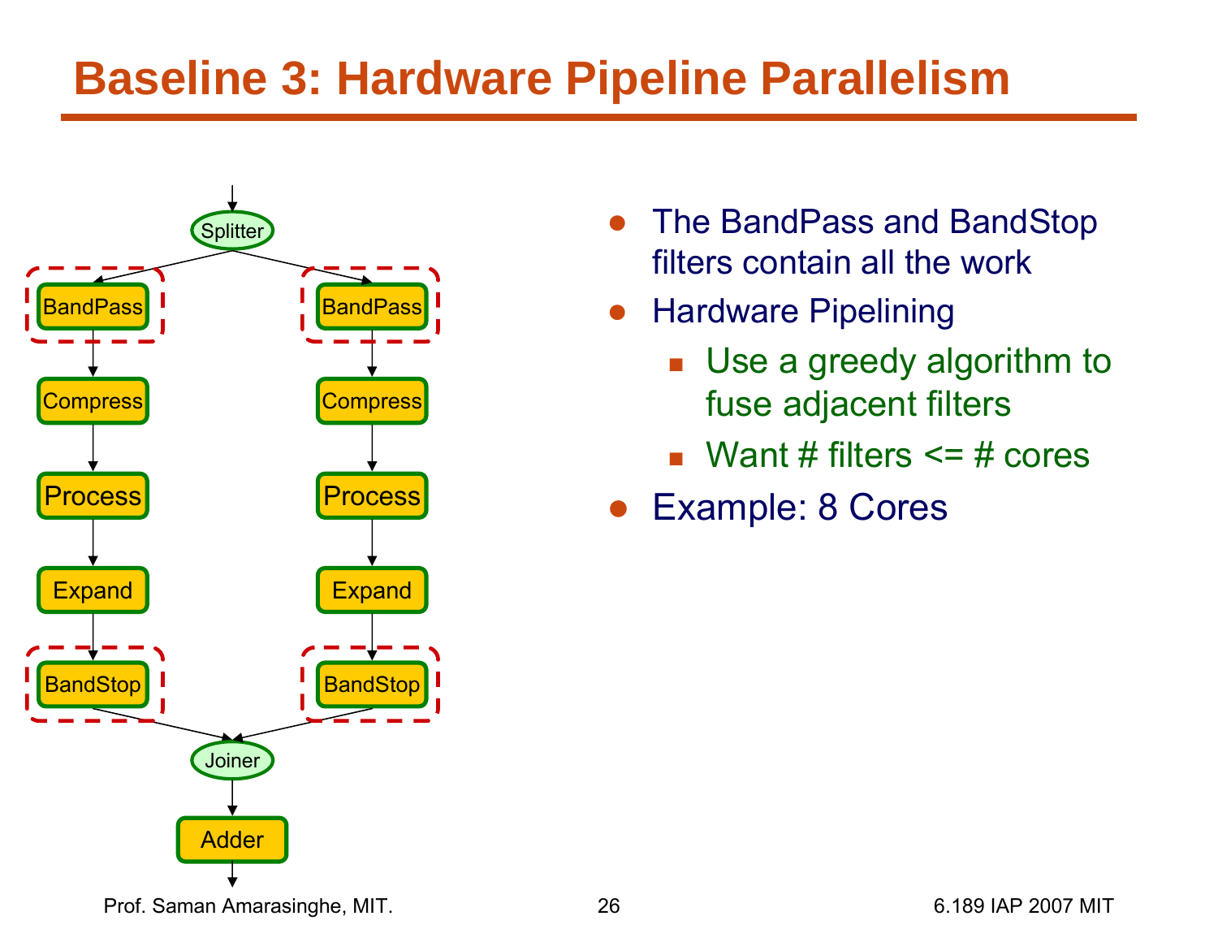# Baseline 3: Hardware Pipeline Parallelism

Splitter

BandPass → Compress → Process → Expand → BandStop

BandPass → Compress → Process → Expand → BandStop

Joiner

Adder

- The BandPass and BandStop filters contain all the work
- Hardware Pipelining
  - Use a greedy algorithm to fuse adjacent filters
  - Want # filters <= # cores
- Example: 8 Cores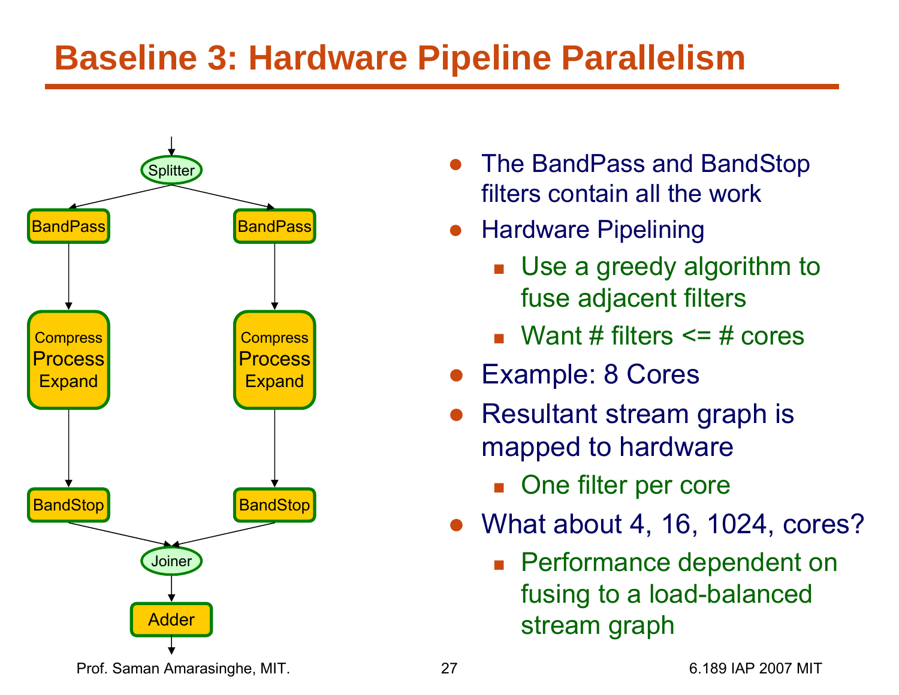# Baseline 3: Hardware Pipeline Parallelism

- The BandPass and BandStop filters contain all the work
- Hardware Pipelining
  - Use a greedy algorithm to fuse adjacent filters
  - Want # filters <= # cores
- Example: 8 Cores
- Resultant stream graph is mapped to hardware
  - One filter per core
- What about 4, 16, 1024, cores?
  - Performance dependent on fusing to a load-balanced stream graph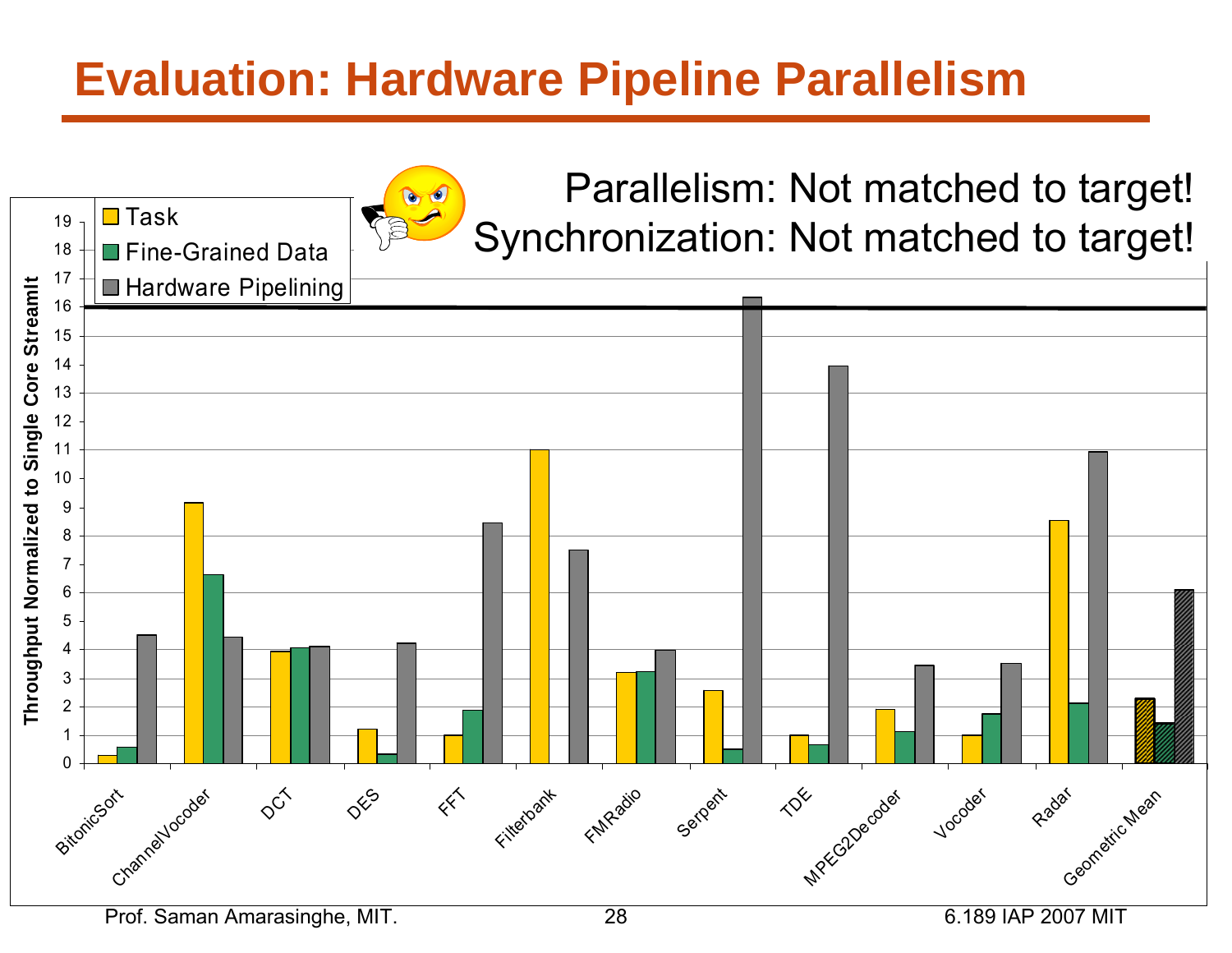# Evaluation: Hardware Pipeline Parallelism

Parallelism: Not matched to target!
Synchronization: Not matched to target!

| Benchmark | Task | Fine-Grained Data | Hardware Pipelining |
|---|---|---|---|
| BitonicSort | 0.3 | 0.6 | 4.5 |
| ChannelVocoder | 9.2 | 6.6 | 4.4 |
| DCT | 3.9 | 4.1 | 4.1 |
| DES | 1.2 | 0.3 | 4.2 |
| FFT | 1.0 | 1.9 | 8.4 |
| Filterbank | 11.0 | | 7.5 |
| FMRadio | 3.2 | 3.2 | 4.0 |
| Serpent | 2.6 | 0.5 | 16.3 |
| TDE | 1.0 | 0.7 | 13.9 |
| MPEG2Decoder | 1.9 | 1.1 | 3.4 |
| Vocoder | 1.0 | 1.8 | 3.5 |
| Radar | 8.5 | 2.1 | 10.9 |
| Geometric Mean | 2.3 | 1.4 | 6.1 |

Throughput Normalized to Single Core StreamIt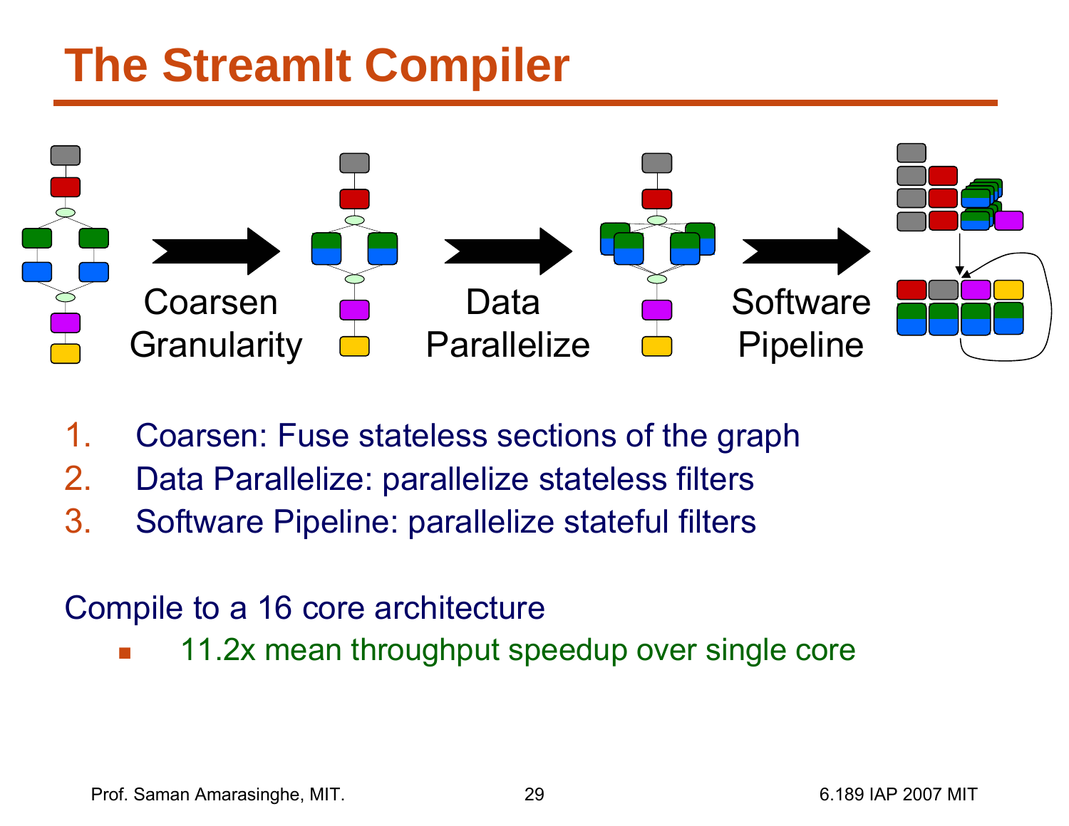# The StreamIt Compiler

Coarsen Granularity → Data Parallelize → Software Pipeline

1. Coarsen: Fuse stateless sections of the graph
2. Data Parallelize: parallelize stateless filters
3. Software Pipeline: parallelize stateful filters

Compile to a 16 core architecture

- 11.2x mean throughput speedup over single core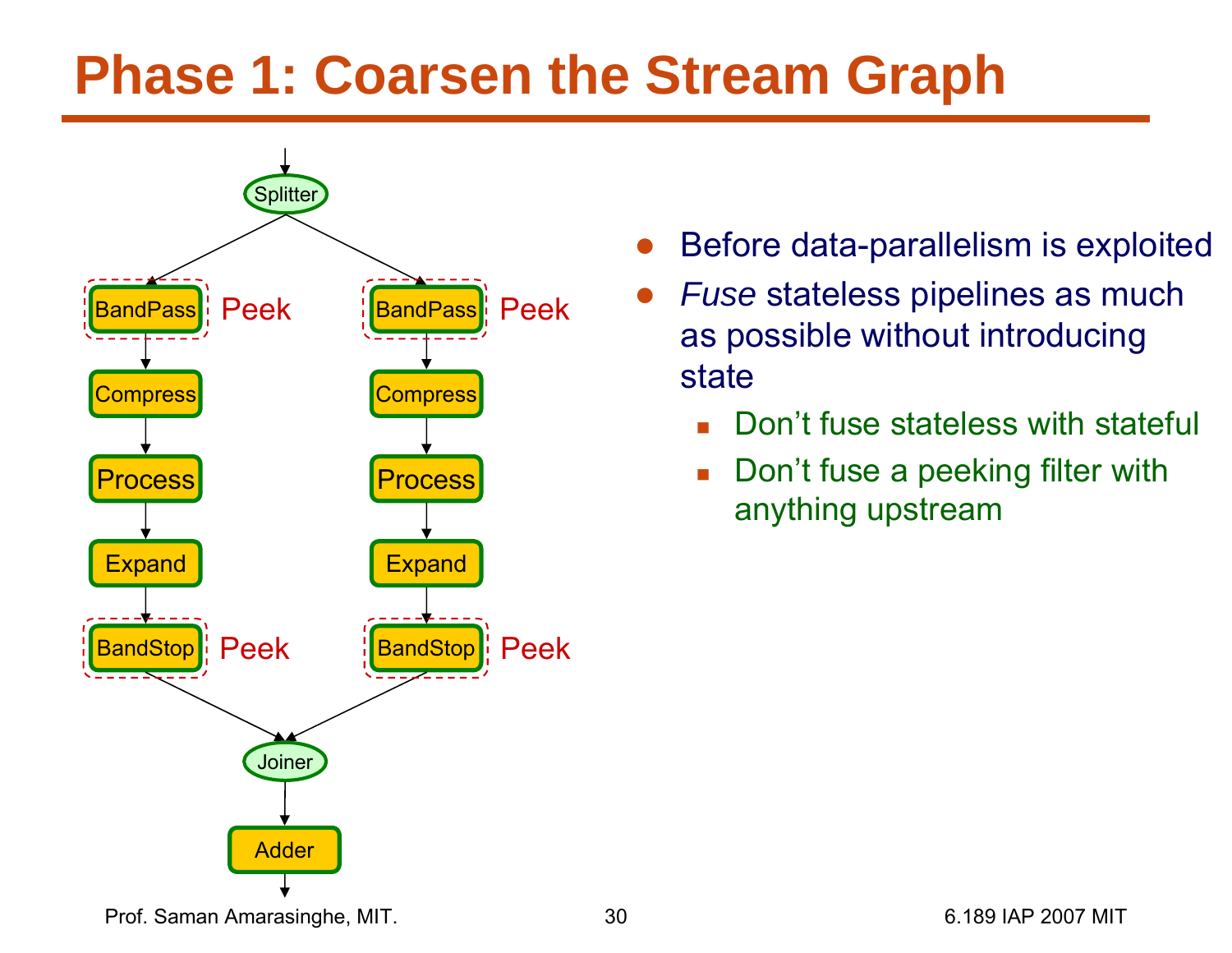# Phase 1: Coarsen the Stream Graph

Splitter

| | |
|---|---|
| BandPass (Peek) | BandPass (Peek) |
| Compress | Compress |
| Process | Process |
| Expand | Expand |
| BandStop (Peek) | BandStop (Peek) |

Joiner

Adder

- Before data-parallelism is exploited
- *Fuse* stateless pipelines as much as possible without introducing state
  - Don't fuse stateless with stateful
  - Don't fuse a peeking filter with anything upstream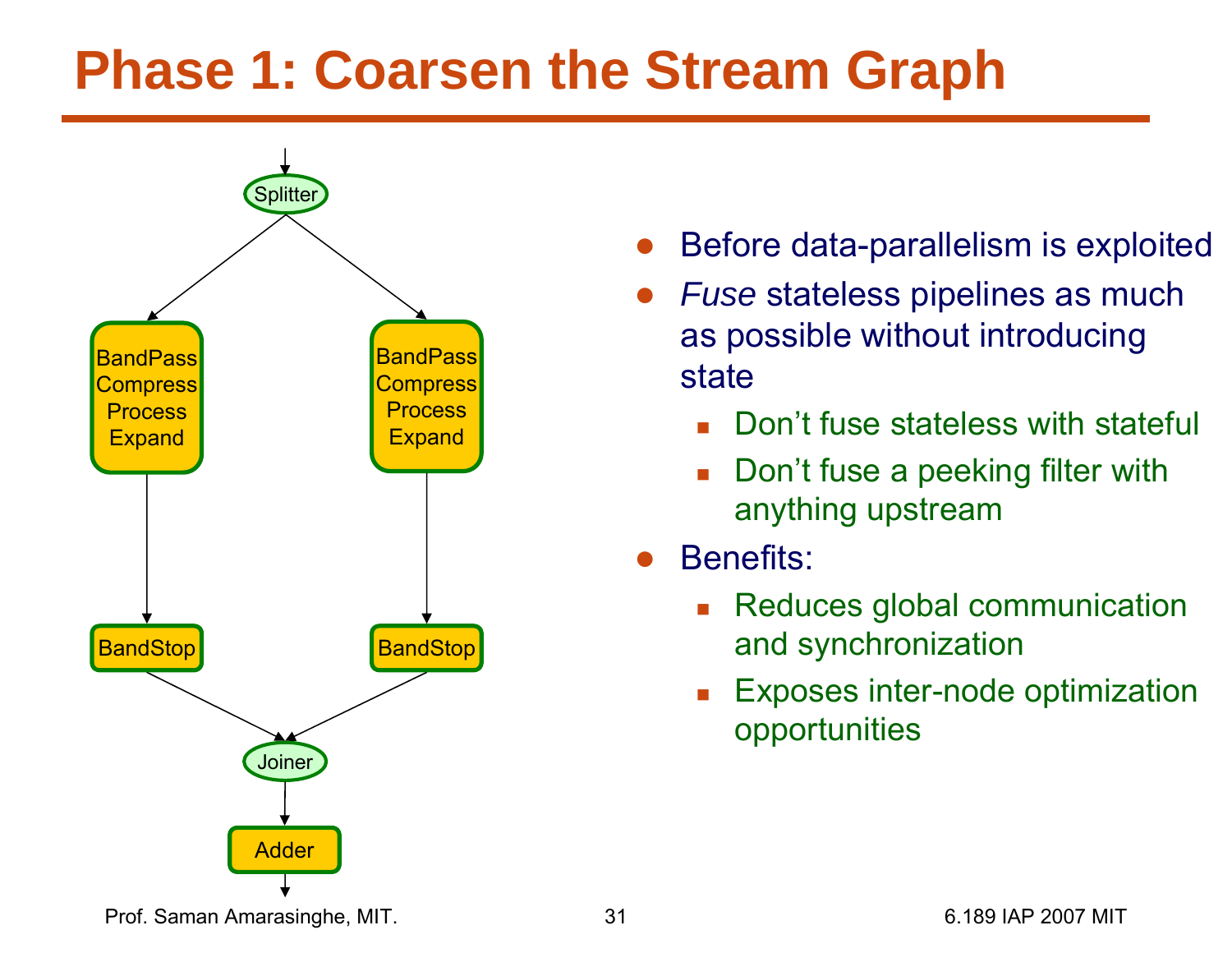# Phase 1: Coarsen the Stream Graph

Splitter

BandPass
Compress
Process
Expand

BandPass
Compress
Process
Expand

BandStop

BandStop

Joiner

Adder

- Before data-parallelism is exploited
- *Fuse* stateless pipelines as much as possible without introducing state
  - Don't fuse stateless with stateful
  - Don't fuse a peeking filter with anything upstream
- Benefits:
  - Reduces global communication and synchronization
  - Exposes inter-node optimization opportunities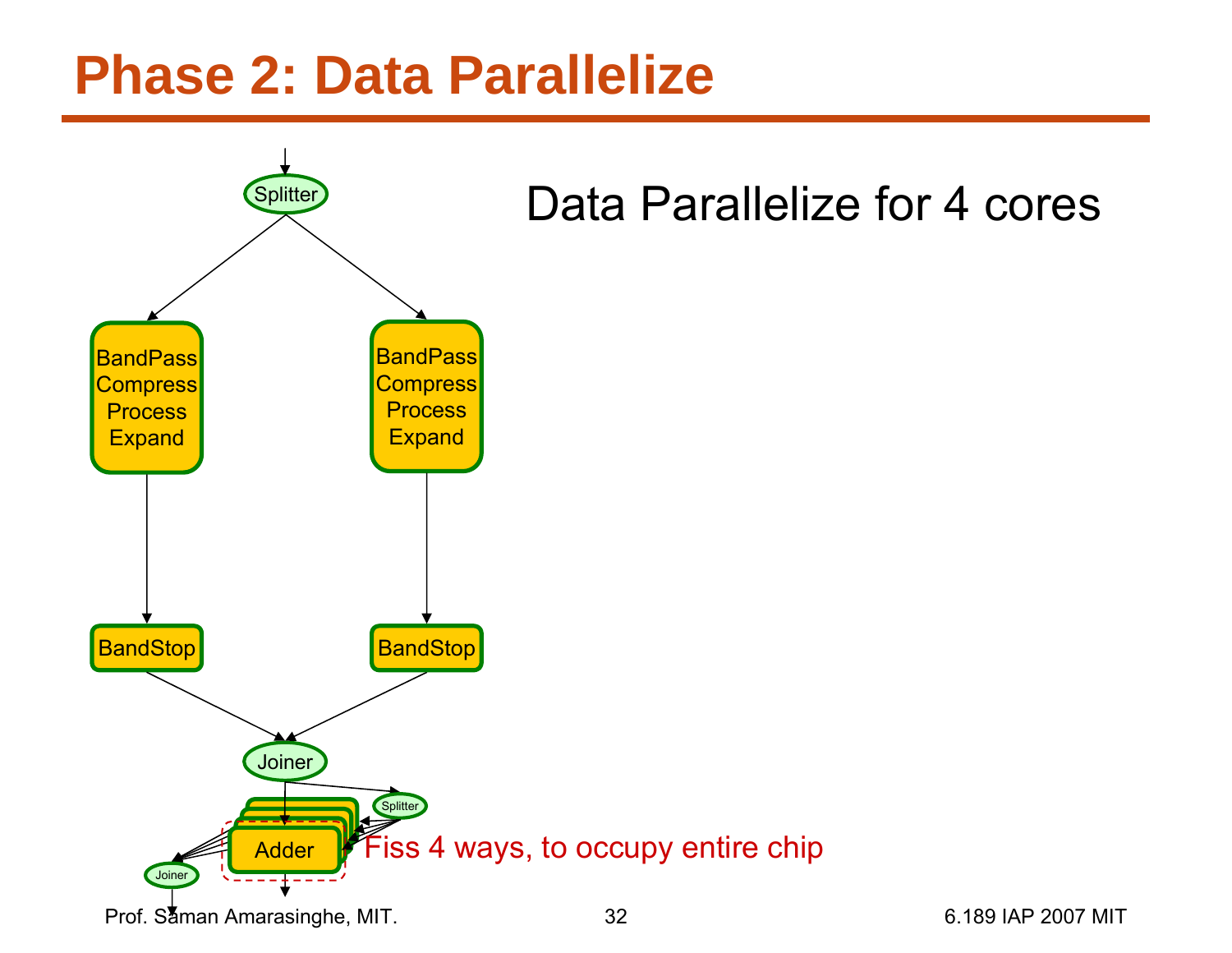# Phase 2: Data Parallelize

Data Parallelize for 4 cores

Splitter

BandPass
Compress
Process
Expand

BandPass
Compress
Process
Expand

BandStop

BandStop

Joiner

Splitter

Adder

Joiner

Fiss 4 ways, to occupy entire chip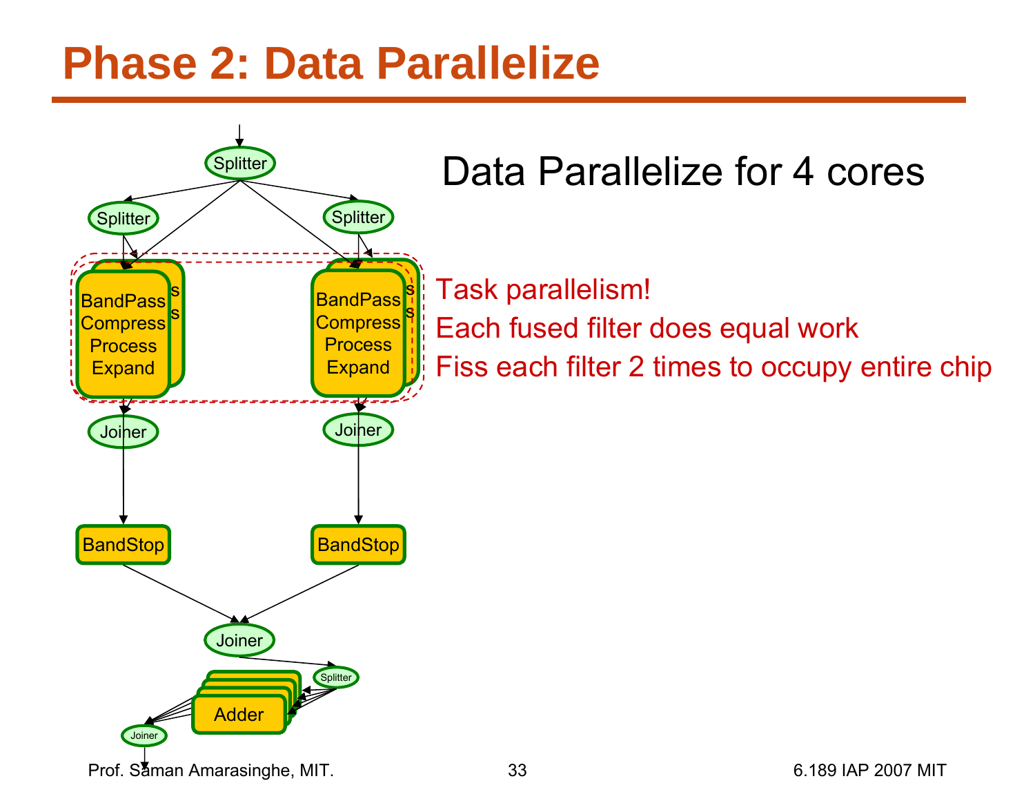# Phase 2: Data Parallelize

Data Parallelize for 4 cores

Task parallelism!

Each fused filter does equal work

Fiss each filter 2 times to occupy entire chip

Splitter

Splitter

Splitter

BandPass
Compress
Process
Expand

BandPass
Compress
Process
Expand

Joiner

Joiner

BandStop

BandStop

Joiner

Splitter

Adder

Joiner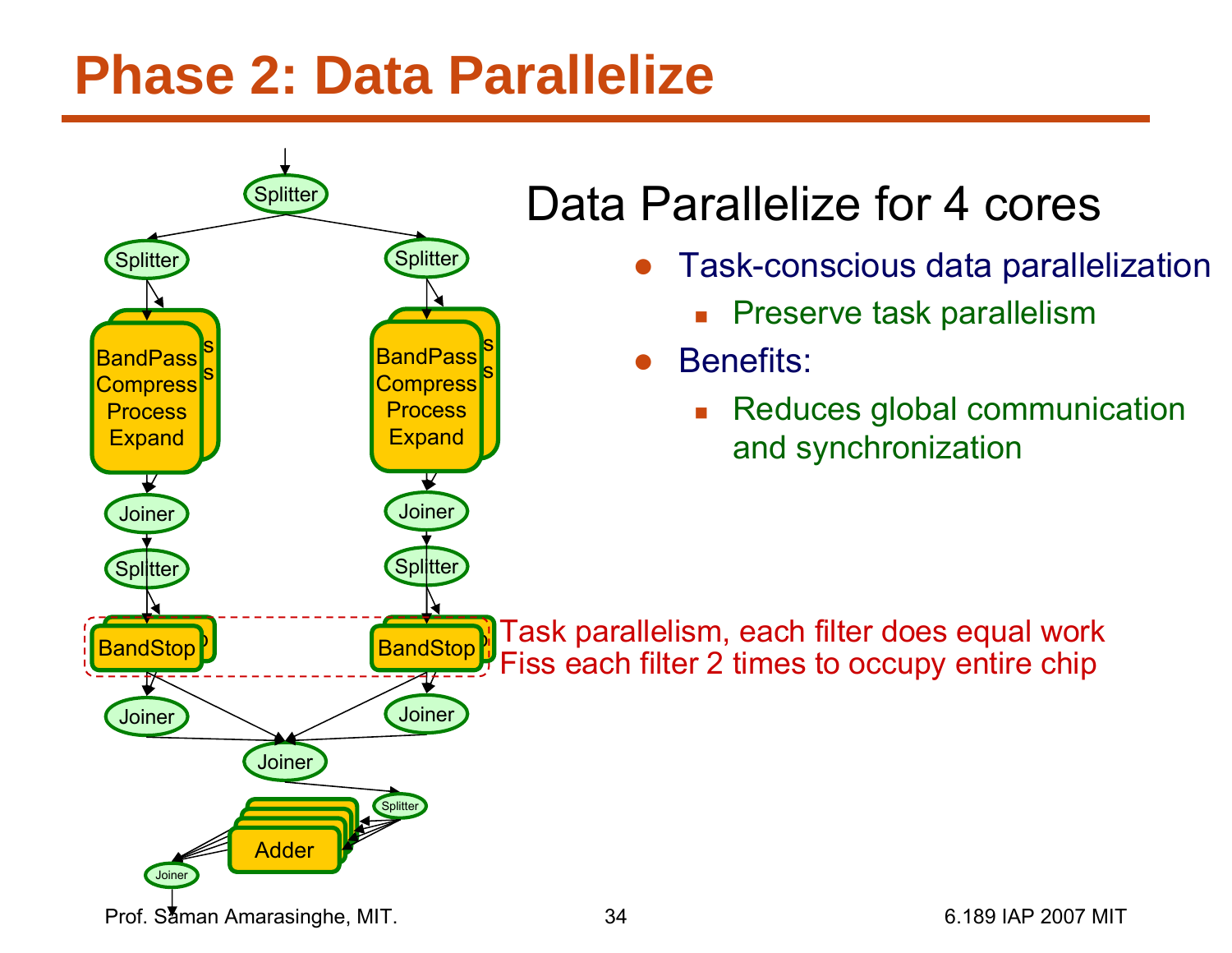# Phase 2: Data Parallelize

Data Parallelize for 4 cores

- Task-conscious data parallelization
  - Preserve task parallelism
- Benefits:
  - Reduces global communication and synchronization

Splitter

Splitter | Splitter

BandPass Compress Process Expand | BandPass Compress Process Expand

Joiner | Joiner

Splitter | Splitter

BandStop | BandStop

Task parallelism, each filter does equal work
Fiss each filter 2 times to occupy entire chip

Joiner | Joiner

Joiner

Splitter

Adder

Joiner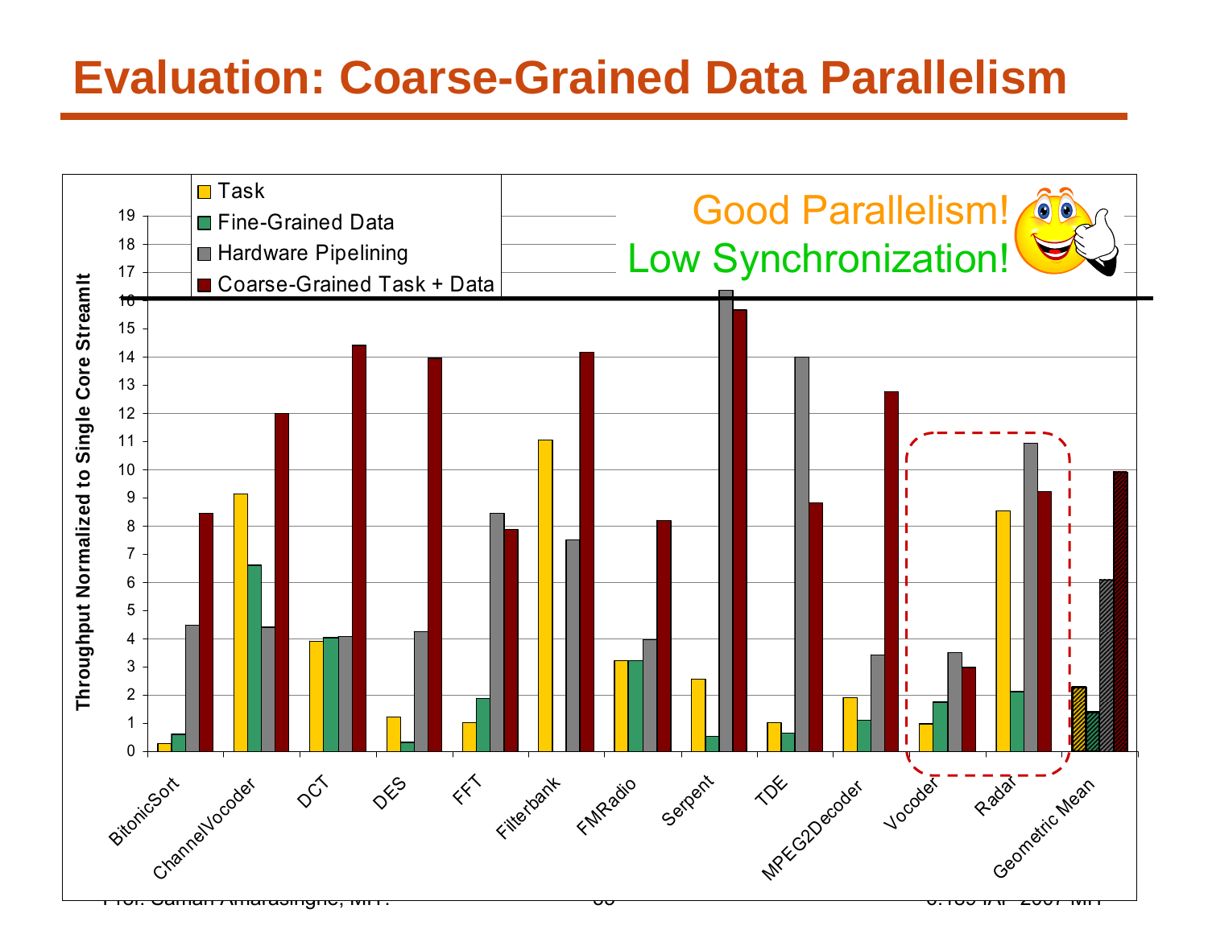# Evaluation: Coarse-Grained Data Parallelism

Good Parallelism!

Low Synchronization!

- Task
- Fine-Grained Data
- Hardware Pipelining
- Coarse-Grained Task + Data

Throughput Normalized to Single Core StreamIt

BitonicSort, ChannelVocoder, DCT, DES, FFT, Filterbank, FMRadio, Serpent, TDE, MPEG2Decoder, Vocoder, Radar, Geometric Mean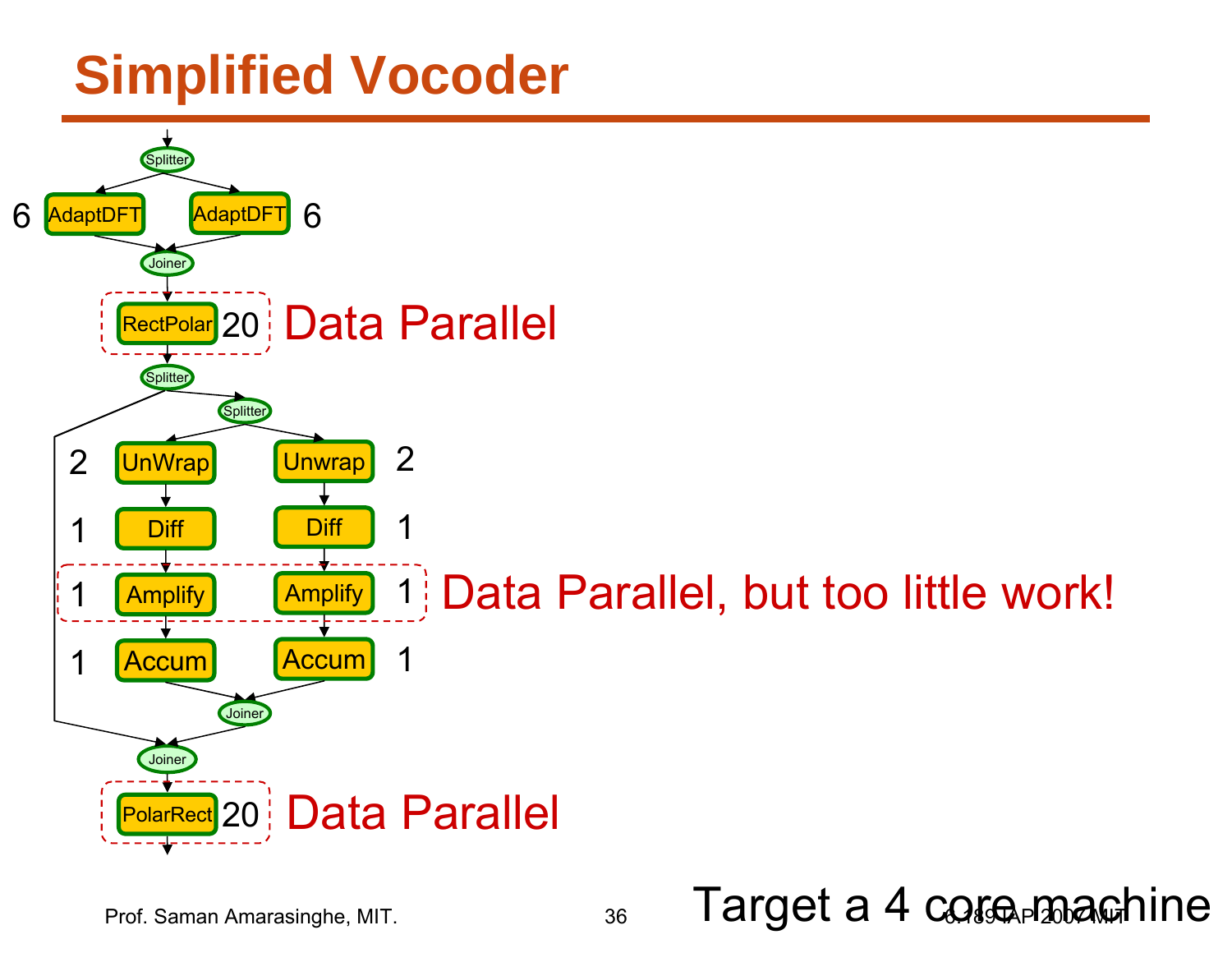# Simplified Vocoder

Splitter

6 AdaptDFT | AdaptDFT 6

Joiner

RectPolar 20 — Data Parallel

Splitter

Splitter

2 UnWrap | Unwrap 2

1 Diff | Diff 1

1 Amplify | Amplify 1 — Data Parallel, but too little work!

1 Accum | Accum 1

Joiner

Joiner

PolarRect 20 — Data Parallel

Target a 4 core machine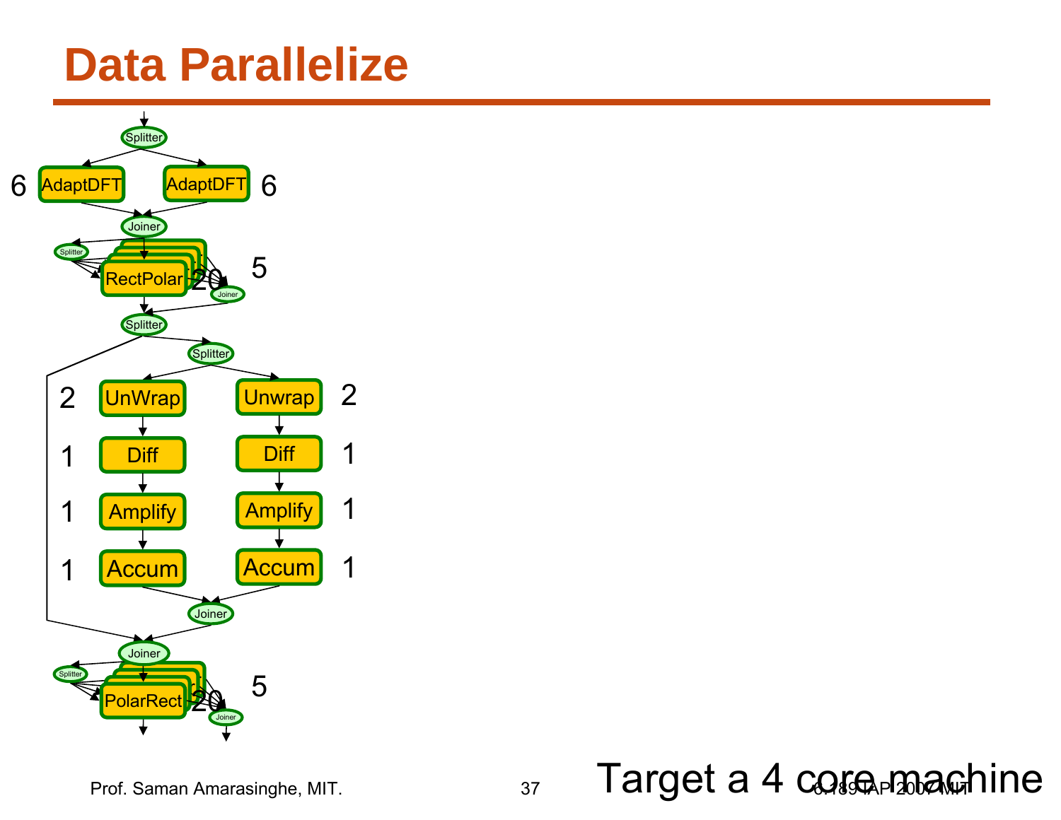# Data Parallelize

Splitter

6 AdaptDFT AdaptDFT 6

Joiner

Splitter RectPolar 20 5 Joiner

Splitter

Splitter

2 UnWrap Unwrap 2

1 Diff Diff 1

1 Amplify Amplify 1

1 Accum Accum 1

Joiner

Joiner

Splitter PolarRect 20 5 Joiner

Target a 4 core machine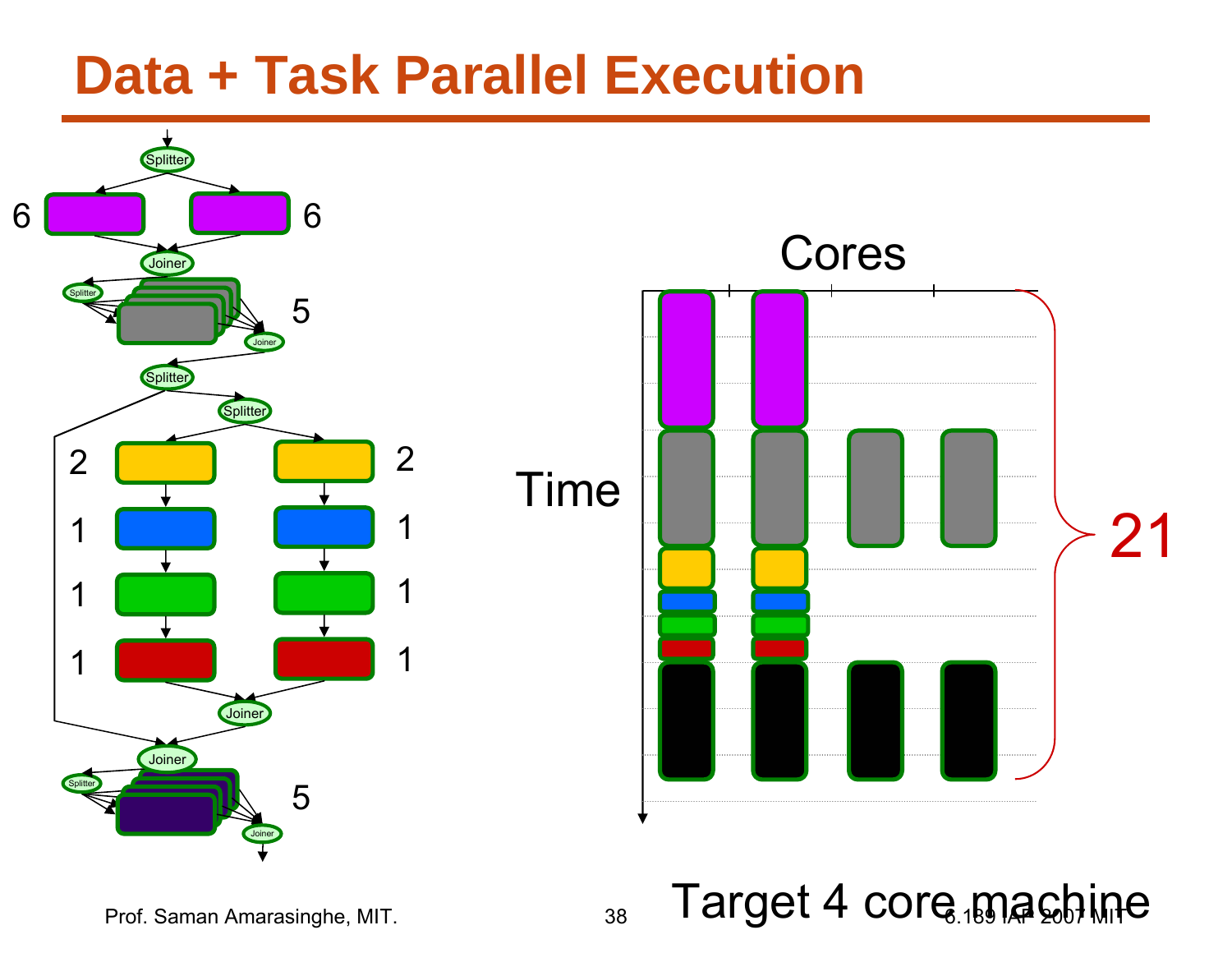# Data + Task Parallel Execution

Splitter

6 6

Joiner

5

Splitter

Splitter

2 2

1 1

1 1

1 1

Joiner

Joiner

5

Cores

Time

21

Target 4 core machine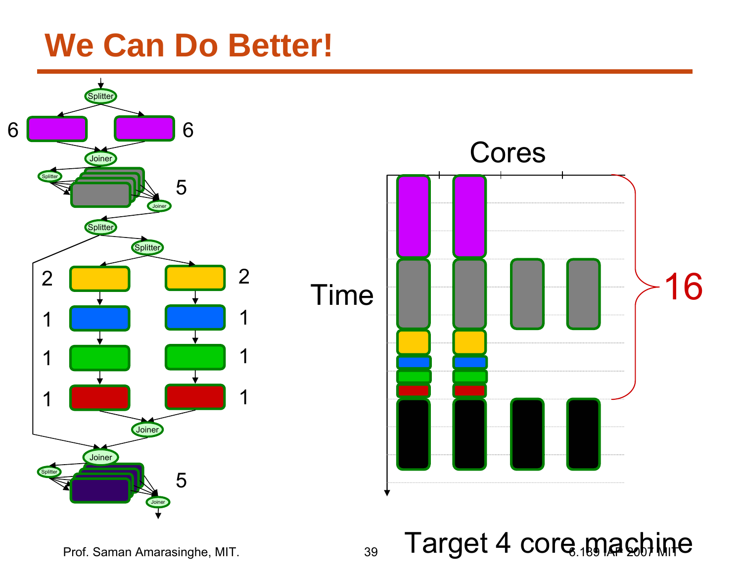# We Can Do Better!

Target 4 core machine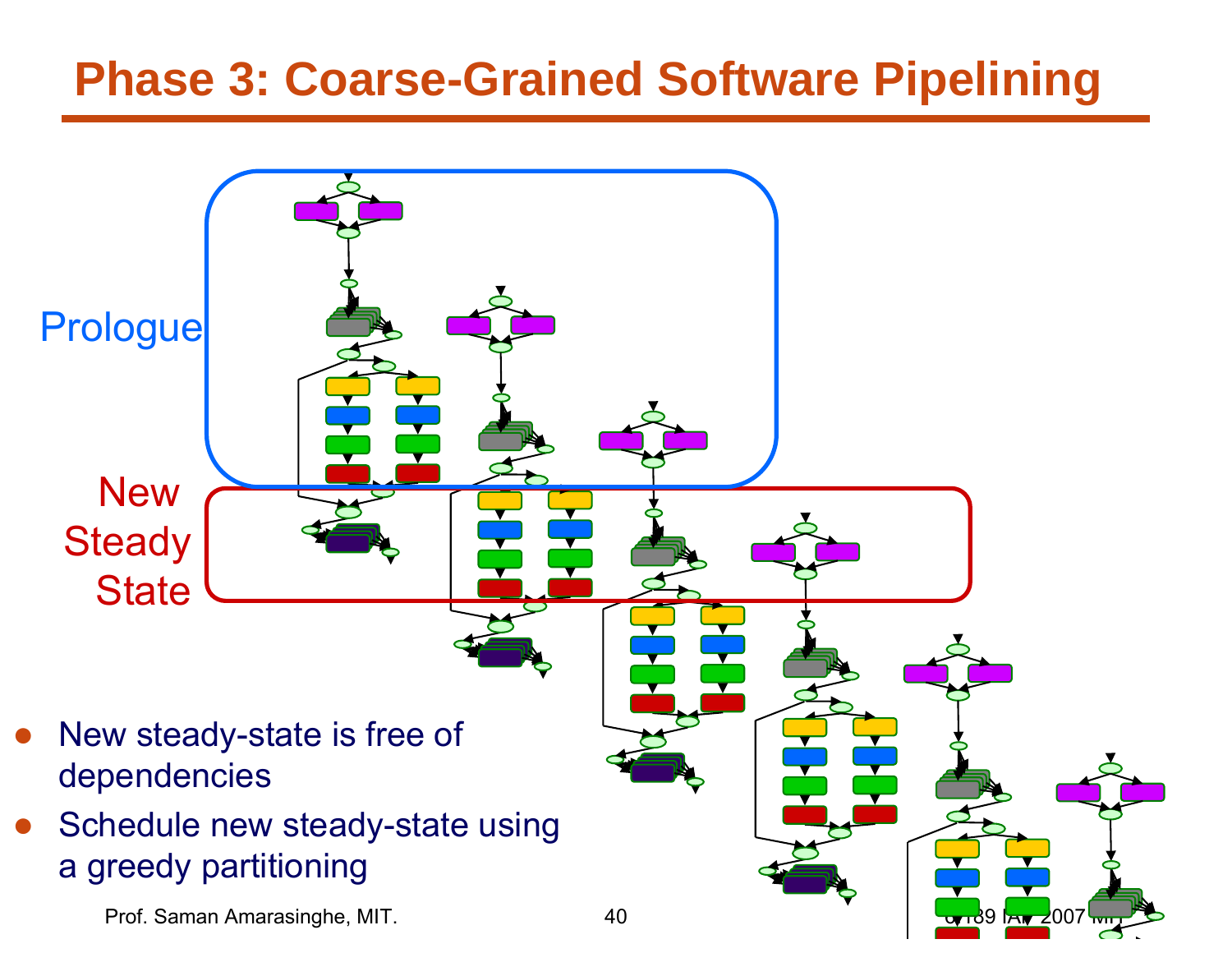# Phase 3: Coarse-Grained Software Pipelining

Prologue

New Steady State

- New steady-state is free of dependencies
- Schedule new steady-state using a greedy partitioning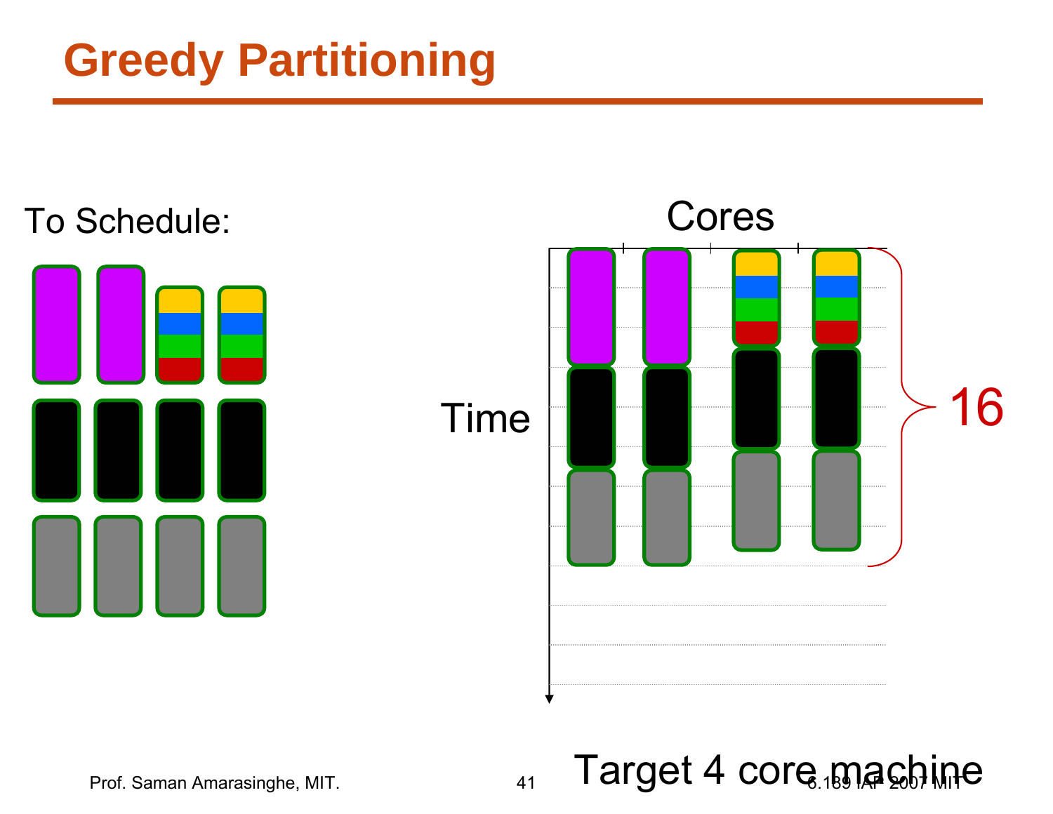# Greedy Partitioning

To Schedule:

Cores

Time

16

Target 4 core machine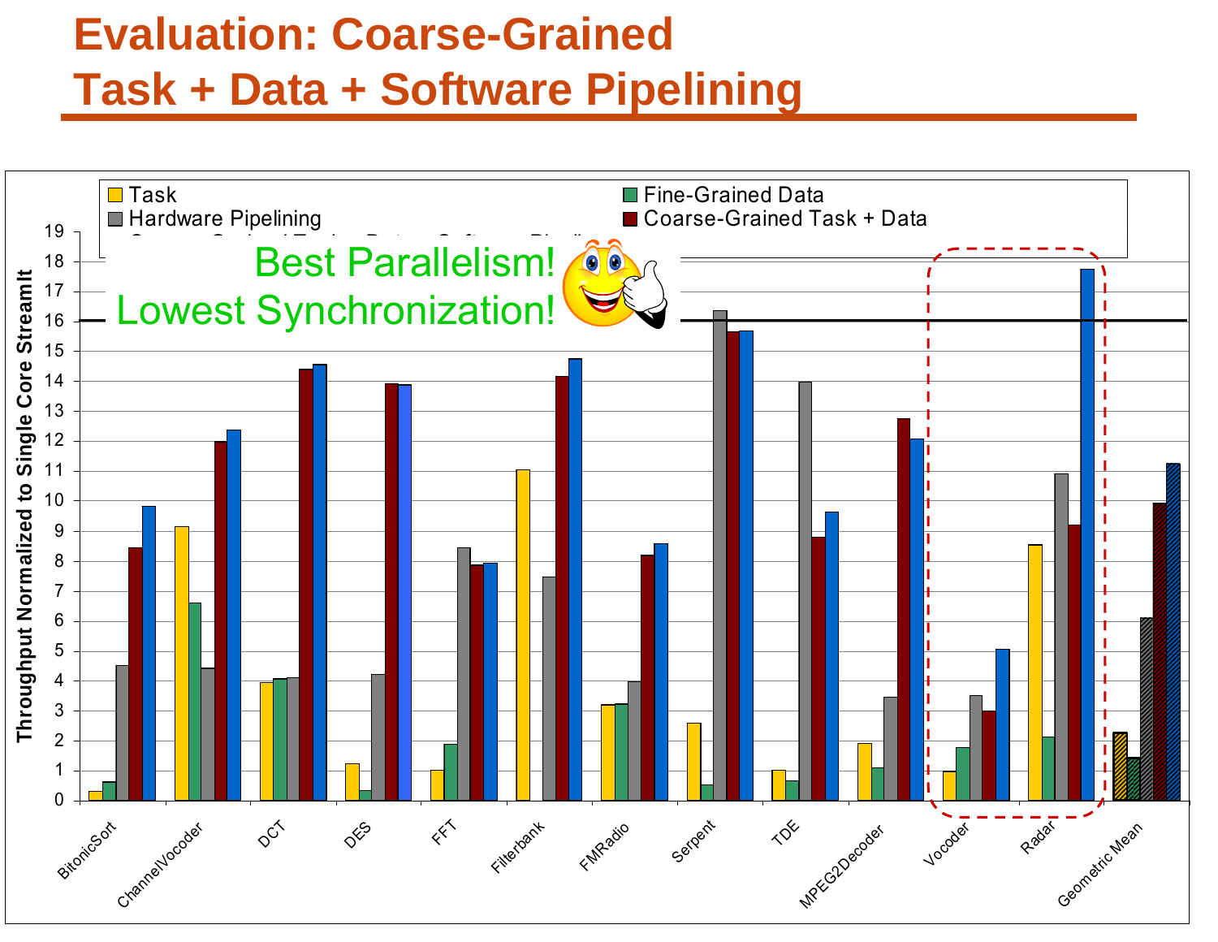# Evaluation: Coarse-Grained Task + Data + Software Pipelining

Legend: Task, Fine-Grained Data, Hardware Pipelining, Coarse-Grained Task + Data, Coarse-Grained Task + Data + Software Pipelining

Best Parallelism!
Lowest Synchronization!

Throughput Normalized to Single Core StreamIt

BitonicSort, ChannelVocoder, DCT, DES, FFT, Filterbank, FMRadio, Serpent, TDE, MPEG2Decoder, Vocoder, Radar, Geometric Mean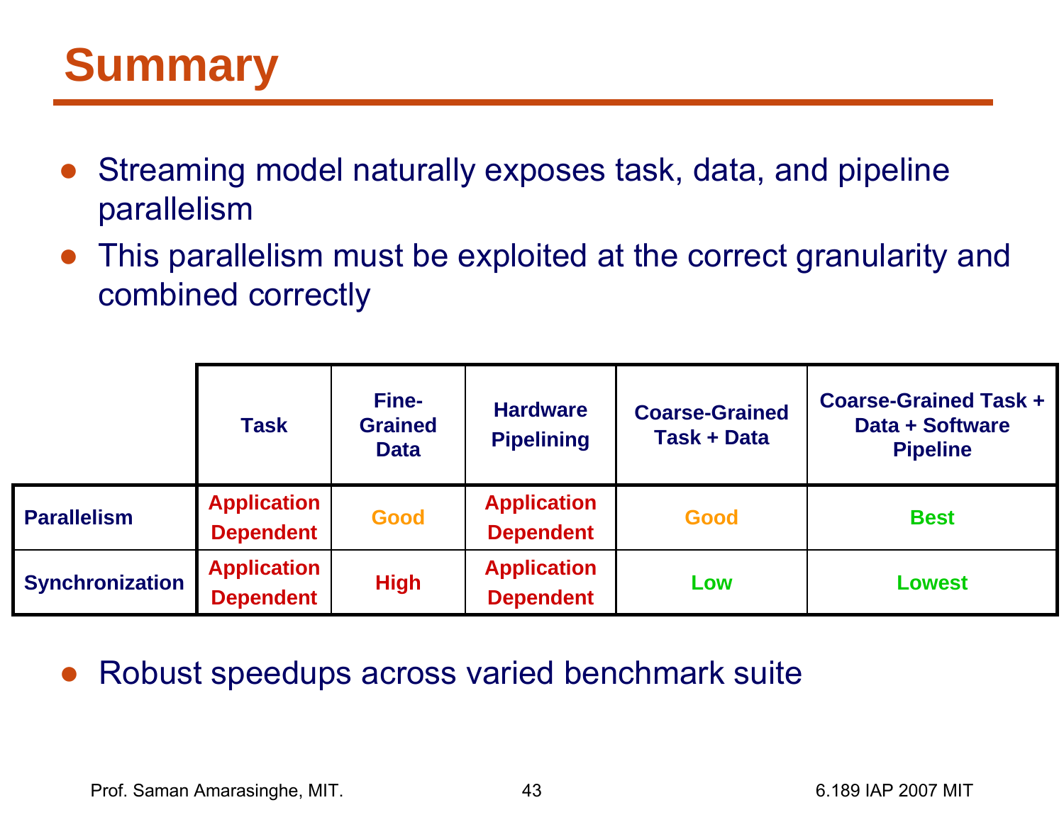# Summary

- Streaming model naturally exposes task, data, and pipeline parallelism
- This parallelism must be exploited at the correct granularity and combined correctly

| | Task | Fine-Grained Data | Hardware Pipelining | Coarse-Grained Task + Data | Coarse-Grained Task + Data + Software Pipeline |
|---|---|---|---|---|---|
| **Parallelism** | Application Dependent | Good | Application Dependent | Good | Best |
| **Synchronization** | Application Dependent | High | Application Dependent | Low | Lowest |

- Robust speedups across varied benchmark suite